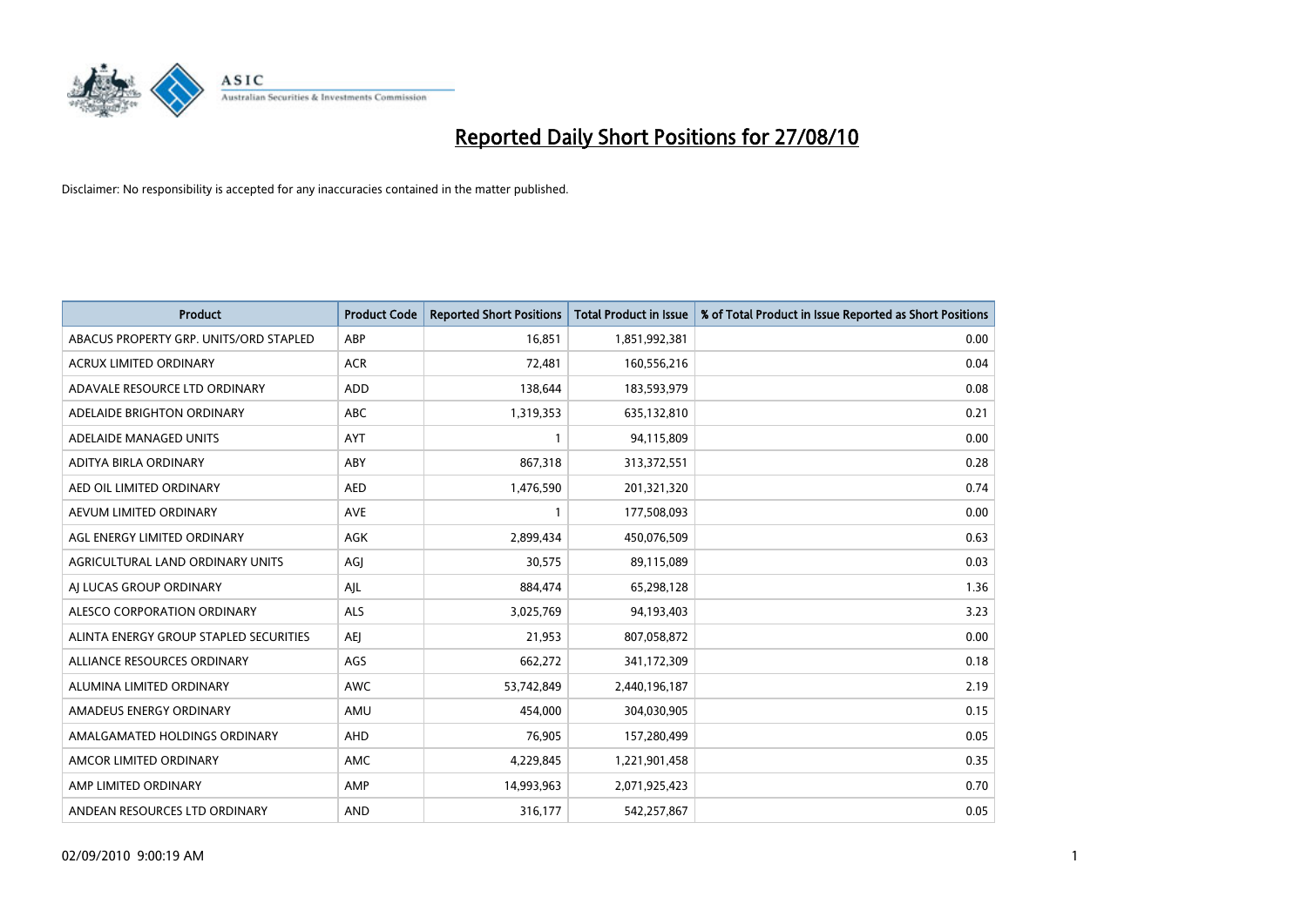# Reported Daily Short Positions for 27/08/10

Disclaimer: No responsibility is accepted for any inaccuracies contained in the matter published.

| Product | Product Code | Reported Short Positions | Total Product in Issue | % of Total Product in Issue Reported as Short Positions |
|---|---|---|---|---|
| ABACUS PROPERTY GRP. UNITS/ORD STAPLED | ABP | 16,851 | 1,851,992,381 | 0.00 |
| ACRUX LIMITED ORDINARY | ACR | 72,481 | 160,556,216 | 0.04 |
| ADAVALE RESOURCE LTD ORDINARY | ADD | 138,644 | 183,593,979 | 0.08 |
| ADELAIDE BRIGHTON ORDINARY | ABC | 1,319,353 | 635,132,810 | 0.21 |
| ADELAIDE MANAGED UNITS | AYT | 1 | 94,115,809 | 0.00 |
| ADITYA BIRLA ORDINARY | ABY | 867,318 | 313,372,551 | 0.28 |
| AED OIL LIMITED ORDINARY | AED | 1,476,590 | 201,321,320 | 0.74 |
| AEVUM LIMITED ORDINARY | AVE | 1 | 177,508,093 | 0.00 |
| AGL ENERGY LIMITED ORDINARY | AGK | 2,899,434 | 450,076,509 | 0.63 |
| AGRICULTURAL LAND ORDINARY UNITS | AGJ | 30,575 | 89,115,089 | 0.03 |
| AJ LUCAS GROUP ORDINARY | AJL | 884,474 | 65,298,128 | 1.36 |
| ALESCO CORPORATION ORDINARY | ALS | 3,025,769 | 94,193,403 | 3.23 |
| ALINTA ENERGY GROUP STAPLED SECURITIES | AEJ | 21,953 | 807,058,872 | 0.00 |
| ALLIANCE RESOURCES ORDINARY | AGS | 662,272 | 341,172,309 | 0.18 |
| ALUMINA LIMITED ORDINARY | AWC | 53,742,849 | 2,440,196,187 | 2.19 |
| AMADEUS ENERGY ORDINARY | AMU | 454,000 | 304,030,905 | 0.15 |
| AMALGAMATED HOLDINGS ORDINARY | AHD | 76,905 | 157,280,499 | 0.05 |
| AMCOR LIMITED ORDINARY | AMC | 4,229,845 | 1,221,901,458 | 0.35 |
| AMP LIMITED ORDINARY | AMP | 14,993,963 | 2,071,925,423 | 0.70 |
| ANDEAN RESOURCES LTD ORDINARY | AND | 316,177 | 542,257,867 | 0.05 |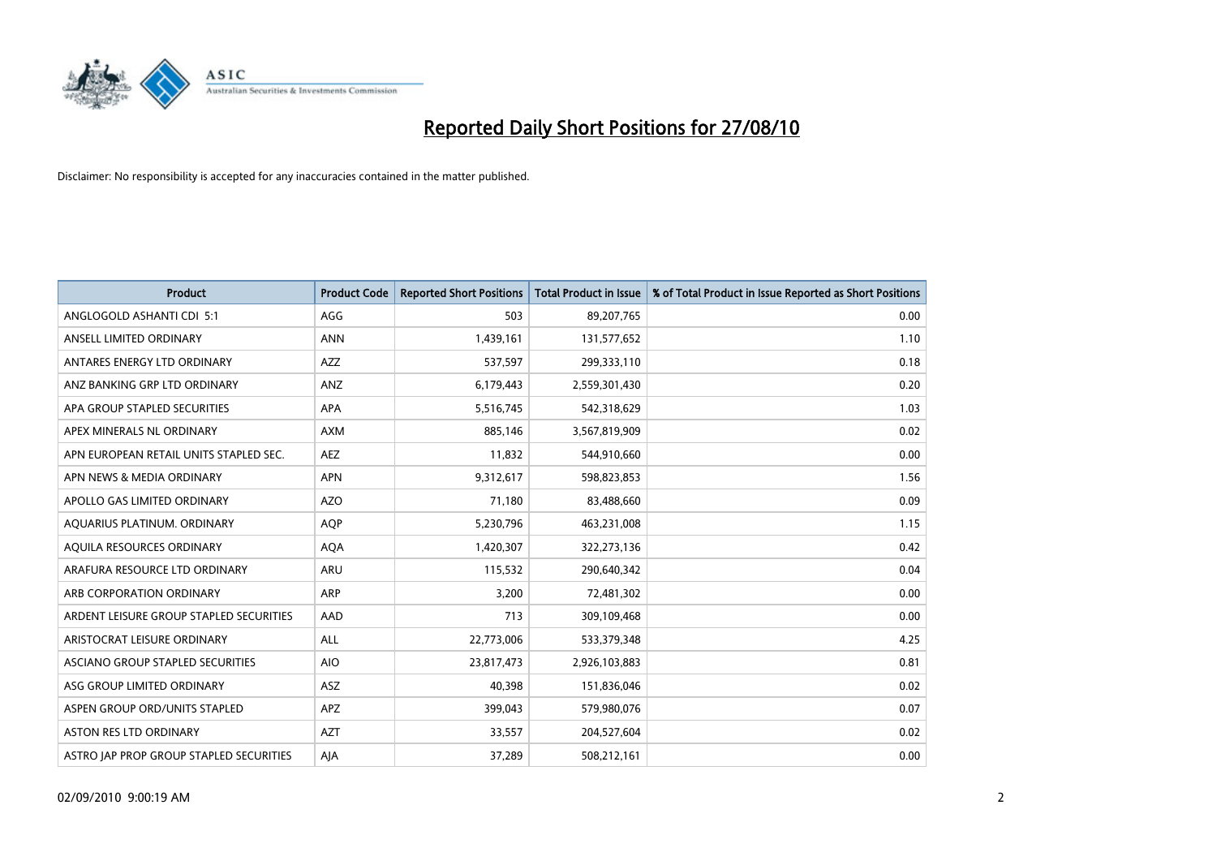# Reported Daily Short Positions for 27/08/10

Disclaimer: No responsibility is accepted for any inaccuracies contained in the matter published.

| Product | Product Code | Reported Short Positions | Total Product in Issue | % of Total Product in Issue Reported as Short Positions |
|---|---|---|---|---|
| ANGLOGOLD ASHANTI CDI 5:1 | AGG | 503 | 89,207,765 | 0.00 |
| ANSELL LIMITED ORDINARY | ANN | 1,439,161 | 131,577,652 | 1.10 |
| ANTARES ENERGY LTD ORDINARY | AZZ | 537,597 | 299,333,110 | 0.18 |
| ANZ BANKING GRP LTD ORDINARY | ANZ | 6,179,443 | 2,559,301,430 | 0.20 |
| APA GROUP STAPLED SECURITIES | APA | 5,516,745 | 542,318,629 | 1.03 |
| APEX MINERALS NL ORDINARY | AXM | 885,146 | 3,567,819,909 | 0.02 |
| APN EUROPEAN RETAIL UNITS STAPLED SEC. | AEZ | 11,832 | 544,910,660 | 0.00 |
| APN NEWS & MEDIA ORDINARY | APN | 9,312,617 | 598,823,853 | 1.56 |
| APOLLO GAS LIMITED ORDINARY | AZO | 71,180 | 83,488,660 | 0.09 |
| AQUARIUS PLATINUM. ORDINARY | AQP | 5,230,796 | 463,231,008 | 1.15 |
| AQUILA RESOURCES ORDINARY | AQA | 1,420,307 | 322,273,136 | 0.42 |
| ARAFURA RESOURCE LTD ORDINARY | ARU | 115,532 | 290,640,342 | 0.04 |
| ARB CORPORATION ORDINARY | ARP | 3,200 | 72,481,302 | 0.00 |
| ARDENT LEISURE GROUP STAPLED SECURITIES | AAD | 713 | 309,109,468 | 0.00 |
| ARISTOCRAT LEISURE ORDINARY | ALL | 22,773,006 | 533,379,348 | 4.25 |
| ASCIANO GROUP STAPLED SECURITIES | AIO | 23,817,473 | 2,926,103,883 | 0.81 |
| ASG GROUP LIMITED ORDINARY | ASZ | 40,398 | 151,836,046 | 0.02 |
| ASPEN GROUP ORD/UNITS STAPLED | APZ | 399,043 | 579,980,076 | 0.07 |
| ASTON RES LTD ORDINARY | AZT | 33,557 | 204,527,604 | 0.02 |
| ASTRO JAP PROP GROUP STAPLED SECURITIES | AJA | 37,289 | 508,212,161 | 0.00 |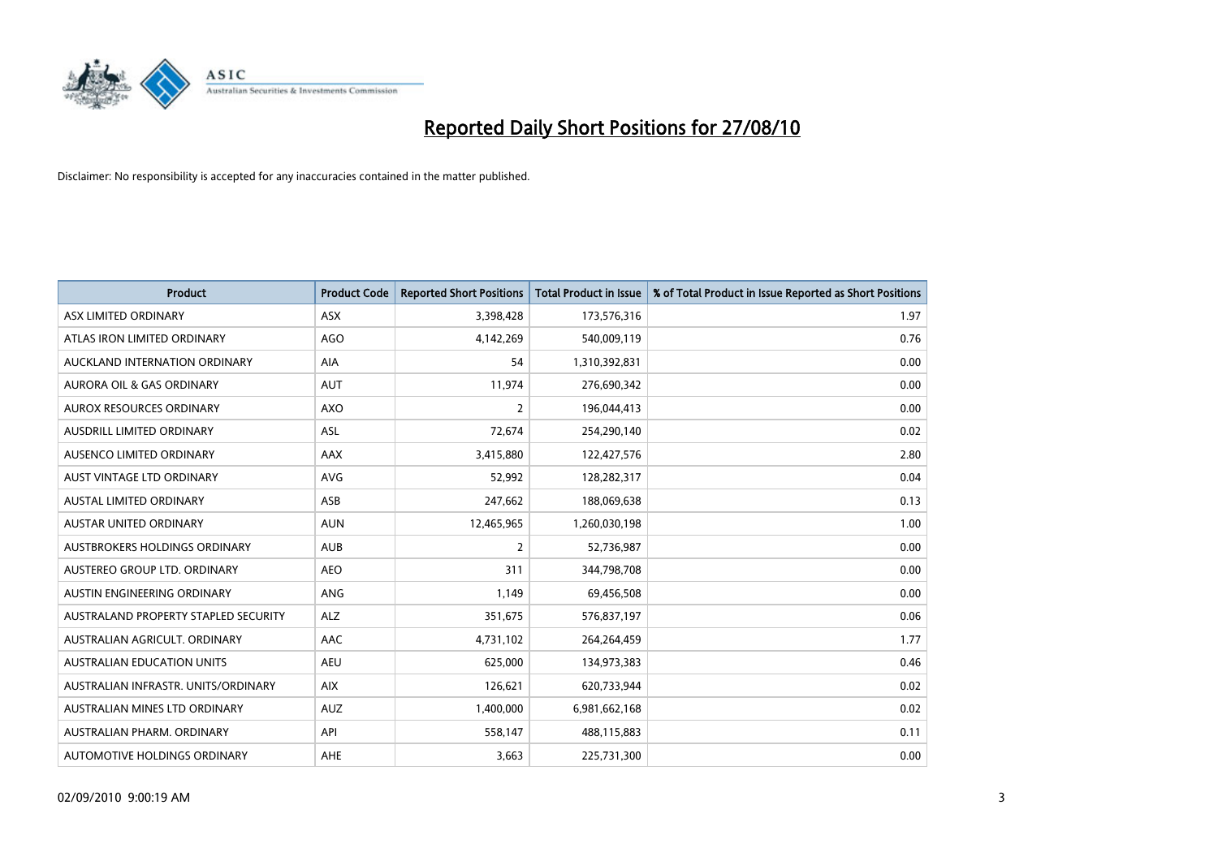# Reported Daily Short Positions for 27/08/10

Disclaimer: No responsibility is accepted for any inaccuracies contained in the matter published.

| Product | Product Code | Reported Short Positions | Total Product in Issue | % of Total Product in Issue Reported as Short Positions |
|---|---|---|---|---|
| ASX LIMITED ORDINARY | ASX | 3,398,428 | 173,576,316 | 1.97 |
| ATLAS IRON LIMITED ORDINARY | AGO | 4,142,269 | 540,009,119 | 0.76 |
| AUCKLAND INTERNATION ORDINARY | AIA | 54 | 1,310,392,831 | 0.00 |
| AURORA OIL & GAS ORDINARY | AUT | 11,974 | 276,690,342 | 0.00 |
| AUROX RESOURCES ORDINARY | AXO | 2 | 196,044,413 | 0.00 |
| AUSDRILL LIMITED ORDINARY | ASL | 72,674 | 254,290,140 | 0.02 |
| AUSENCO LIMITED ORDINARY | AAX | 3,415,880 | 122,427,576 | 2.80 |
| AUST VINTAGE LTD ORDINARY | AVG | 52,992 | 128,282,317 | 0.04 |
| AUSTAL LIMITED ORDINARY | ASB | 247,662 | 188,069,638 | 0.13 |
| AUSTAR UNITED ORDINARY | AUN | 12,465,965 | 1,260,030,198 | 1.00 |
| AUSTBROKERS HOLDINGS ORDINARY | AUB | 2 | 52,736,987 | 0.00 |
| AUSTEREO GROUP LTD. ORDINARY | AEO | 311 | 344,798,708 | 0.00 |
| AUSTIN ENGINEERING ORDINARY | ANG | 1,149 | 69,456,508 | 0.00 |
| AUSTRALAND PROPERTY STAPLED SECURITY | ALZ | 351,675 | 576,837,197 | 0.06 |
| AUSTRALIAN AGRICULT. ORDINARY | AAC | 4,731,102 | 264,264,459 | 1.77 |
| AUSTRALIAN EDUCATION UNITS | AEU | 625,000 | 134,973,383 | 0.46 |
| AUSTRALIAN INFRASTR. UNITS/ORDINARY | AIX | 126,621 | 620,733,944 | 0.02 |
| AUSTRALIAN MINES LTD ORDINARY | AUZ | 1,400,000 | 6,981,662,168 | 0.02 |
| AUSTRALIAN PHARM. ORDINARY | API | 558,147 | 488,115,883 | 0.11 |
| AUTOMOTIVE HOLDINGS ORDINARY | AHE | 3,663 | 225,731,300 | 0.00 |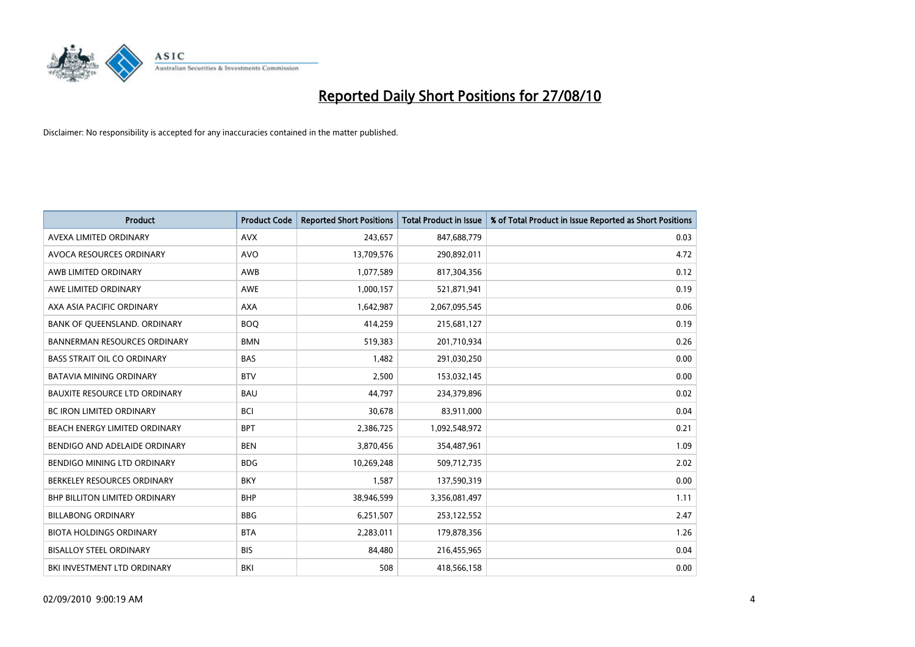# Reported Daily Short Positions for 27/08/10

Disclaimer: No responsibility is accepted for any inaccuracies contained in the matter published.

| Product | Product Code | Reported Short Positions | Total Product in Issue | % of Total Product in Issue Reported as Short Positions |
|---|---|---|---|---|
| AVEXA LIMITED ORDINARY | AVX | 243,657 | 847,688,779 | 0.03 |
| AVOCA RESOURCES ORDINARY | AVO | 13,709,576 | 290,892,011 | 4.72 |
| AWB LIMITED ORDINARY | AWB | 1,077,589 | 817,304,356 | 0.12 |
| AWE LIMITED ORDINARY | AWE | 1,000,157 | 521,871,941 | 0.19 |
| AXA ASIA PACIFIC ORDINARY | AXA | 1,642,987 | 2,067,095,545 | 0.06 |
| BANK OF QUEENSLAND. ORDINARY | BOQ | 414,259 | 215,681,127 | 0.19 |
| BANNERMAN RESOURCES ORDINARY | BMN | 519,383 | 201,710,934 | 0.26 |
| BASS STRAIT OIL CO ORDINARY | BAS | 1,482 | 291,030,250 | 0.00 |
| BATAVIA MINING ORDINARY | BTV | 2,500 | 153,032,145 | 0.00 |
| BAUXITE RESOURCE LTD ORDINARY | BAU | 44,797 | 234,379,896 | 0.02 |
| BC IRON LIMITED ORDINARY | BCI | 30,678 | 83,911,000 | 0.04 |
| BEACH ENERGY LIMITED ORDINARY | BPT | 2,386,725 | 1,092,548,972 | 0.21 |
| BENDIGO AND ADELAIDE ORDINARY | BEN | 3,870,456 | 354,487,961 | 1.09 |
| BENDIGO MINING LTD ORDINARY | BDG | 10,269,248 | 509,712,735 | 2.02 |
| BERKELEY RESOURCES ORDINARY | BKY | 1,587 | 137,590,319 | 0.00 |
| BHP BILLITON LIMITED ORDINARY | BHP | 38,946,599 | 3,356,081,497 | 1.11 |
| BILLABONG ORDINARY | BBG | 6,251,507 | 253,122,552 | 2.47 |
| BIOTA HOLDINGS ORDINARY | BTA | 2,283,011 | 179,878,356 | 1.26 |
| BISALLOY STEEL ORDINARY | BIS | 84,480 | 216,455,965 | 0.04 |
| BKI INVESTMENT LTD ORDINARY | BKI | 508 | 418,566,158 | 0.00 |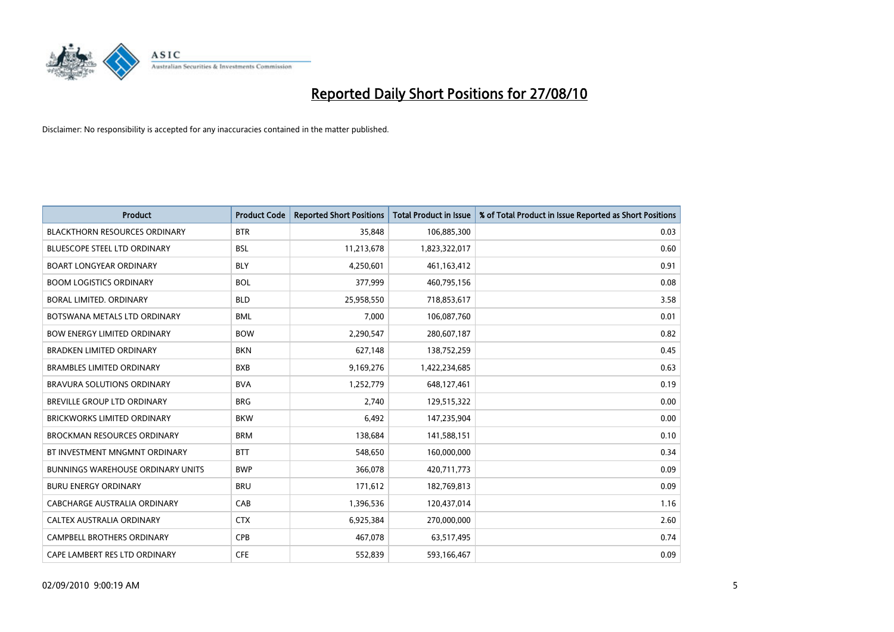# Reported Daily Short Positions for 27/08/10

Disclaimer: No responsibility is accepted for any inaccuracies contained in the matter published.

| Product | Product Code | Reported Short Positions | Total Product in Issue | % of Total Product in Issue Reported as Short Positions |
|---|---|---|---|---|
| BLACKTHORN RESOURCES ORDINARY | BTR | 35,848 | 106,885,300 | 0.03 |
| BLUESCOPE STEEL LTD ORDINARY | BSL | 11,213,678 | 1,823,322,017 | 0.60 |
| BOART LONGYEAR ORDINARY | BLY | 4,250,601 | 461,163,412 | 0.91 |
| BOOM LOGISTICS ORDINARY | BOL | 377,999 | 460,795,156 | 0.08 |
| BORAL LIMITED. ORDINARY | BLD | 25,958,550 | 718,853,617 | 3.58 |
| BOTSWANA METALS LTD ORDINARY | BML | 7,000 | 106,087,760 | 0.01 |
| BOW ENERGY LIMITED ORDINARY | BOW | 2,290,547 | 280,607,187 | 0.82 |
| BRADKEN LIMITED ORDINARY | BKN | 627,148 | 138,752,259 | 0.45 |
| BRAMBLES LIMITED ORDINARY | BXB | 9,169,276 | 1,422,234,685 | 0.63 |
| BRAVURA SOLUTIONS ORDINARY | BVA | 1,252,779 | 648,127,461 | 0.19 |
| BREVILLE GROUP LTD ORDINARY | BRG | 2,740 | 129,515,322 | 0.00 |
| BRICKWORKS LIMITED ORDINARY | BKW | 6,492 | 147,235,904 | 0.00 |
| BROCKMAN RESOURCES ORDINARY | BRM | 138,684 | 141,588,151 | 0.10 |
| BT INVESTMENT MNGMNT ORDINARY | BTT | 548,650 | 160,000,000 | 0.34 |
| BUNNINGS WAREHOUSE ORDINARY UNITS | BWP | 366,078 | 420,711,773 | 0.09 |
| BURU ENERGY ORDINARY | BRU | 171,612 | 182,769,813 | 0.09 |
| CABCHARGE AUSTRALIA ORDINARY | CAB | 1,396,536 | 120,437,014 | 1.16 |
| CALTEX AUSTRALIA ORDINARY | CTX | 6,925,384 | 270,000,000 | 2.60 |
| CAMPBELL BROTHERS ORDINARY | CPB | 467,078 | 63,517,495 | 0.74 |
| CAPE LAMBERT RES LTD ORDINARY | CFE | 552,839 | 593,166,467 | 0.09 |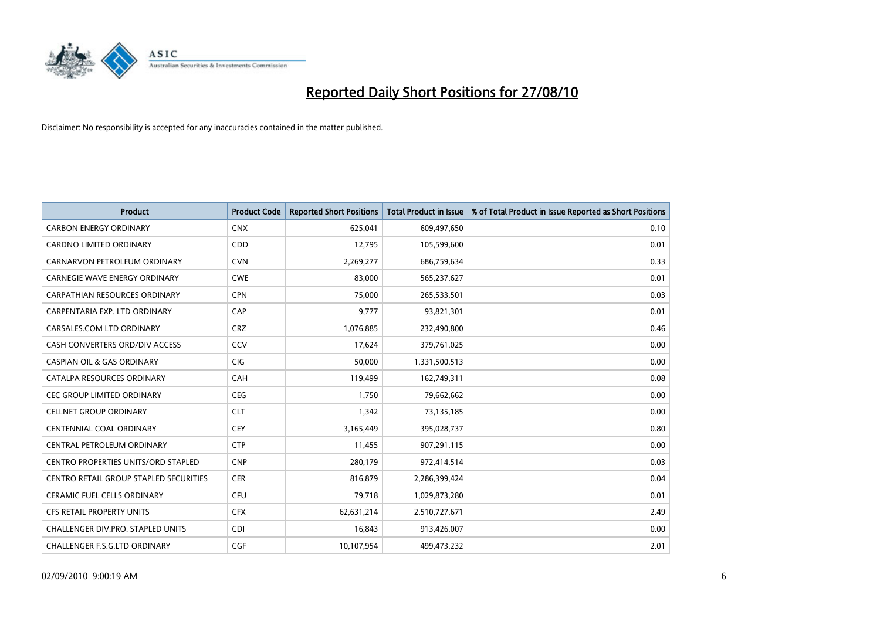# Reported Daily Short Positions for 27/08/10

Disclaimer: No responsibility is accepted for any inaccuracies contained in the matter published.

| Product | Product Code | Reported Short Positions | Total Product in Issue | % of Total Product in Issue Reported as Short Positions |
|---|---|---|---|---|
| CARBON ENERGY ORDINARY | CNX | 625,041 | 609,497,650 | 0.10 |
| CARDNO LIMITED ORDINARY | CDD | 12,795 | 105,599,600 | 0.01 |
| CARNARVON PETROLEUM ORDINARY | CVN | 2,269,277 | 686,759,634 | 0.33 |
| CARNEGIE WAVE ENERGY ORDINARY | CWE | 83,000 | 565,237,627 | 0.01 |
| CARPATHIAN RESOURCES ORDINARY | CPN | 75,000 | 265,533,501 | 0.03 |
| CARPENTARIA EXP. LTD ORDINARY | CAP | 9,777 | 93,821,301 | 0.01 |
| CARSALES.COM LTD ORDINARY | CRZ | 1,076,885 | 232,490,800 | 0.46 |
| CASH CONVERTERS ORD/DIV ACCESS | CCV | 17,624 | 379,761,025 | 0.00 |
| CASPIAN OIL & GAS ORDINARY | CIG | 50,000 | 1,331,500,513 | 0.00 |
| CATALPA RESOURCES ORDINARY | CAH | 119,499 | 162,749,311 | 0.08 |
| CEC GROUP LIMITED ORDINARY | CEG | 1,750 | 79,662,662 | 0.00 |
| CELLNET GROUP ORDINARY | CLT | 1,342 | 73,135,185 | 0.00 |
| CENTENNIAL COAL ORDINARY | CEY | 3,165,449 | 395,028,737 | 0.80 |
| CENTRAL PETROLEUM ORDINARY | CTP | 11,455 | 907,291,115 | 0.00 |
| CENTRO PROPERTIES UNITS/ORD STAPLED | CNP | 280,179 | 972,414,514 | 0.03 |
| CENTRO RETAIL GROUP STAPLED SECURITIES | CER | 816,879 | 2,286,399,424 | 0.04 |
| CERAMIC FUEL CELLS ORDINARY | CFU | 79,718 | 1,029,873,280 | 0.01 |
| CFS RETAIL PROPERTY UNITS | CFX | 62,631,214 | 2,510,727,671 | 2.49 |
| CHALLENGER DIV.PRO. STAPLED UNITS | CDI | 16,843 | 913,426,007 | 0.00 |
| CHALLENGER F.S.G.LTD ORDINARY | CGF | 10,107,954 | 499,473,232 | 2.01 |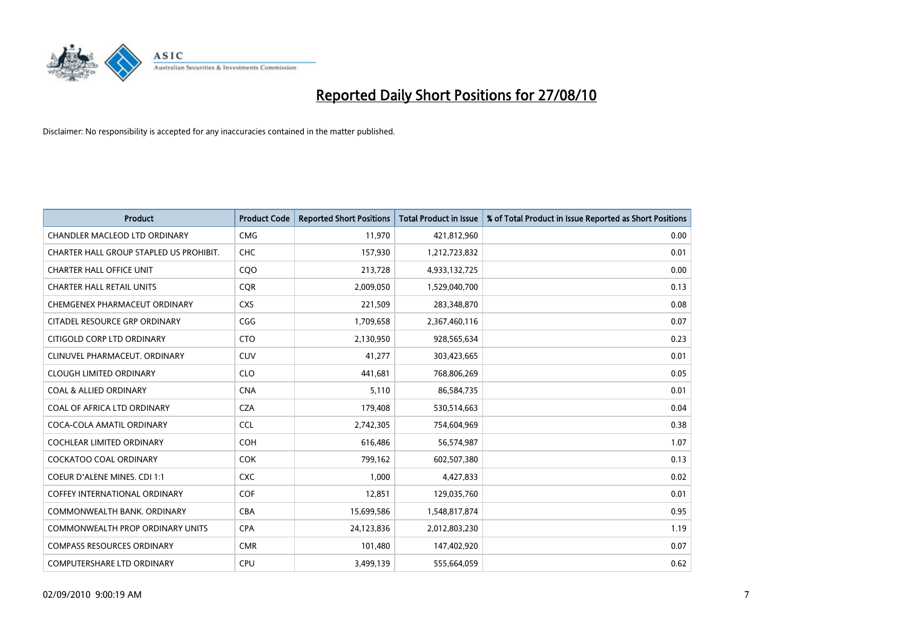# Reported Daily Short Positions for 27/08/10

Disclaimer: No responsibility is accepted for any inaccuracies contained in the matter published.

| Product | Product Code | Reported Short Positions | Total Product in Issue | % of Total Product in Issue Reported as Short Positions |
|---|---|---|---|---|
| CHANDLER MACLEOD LTD ORDINARY | CMG | 11,970 | 421,812,960 | 0.00 |
| CHARTER HALL GROUP STAPLED US PROHIBIT. | CHC | 157,930 | 1,212,723,832 | 0.01 |
| CHARTER HALL OFFICE UNIT | CQO | 213,728 | 4,933,132,725 | 0.00 |
| CHARTER HALL RETAIL UNITS | CQR | 2,009,050 | 1,529,040,700 | 0.13 |
| CHEMGENEX PHARMACEUT ORDINARY | CXS | 221,509 | 283,348,870 | 0.08 |
| CITADEL RESOURCE GRP ORDINARY | CGG | 1,709,658 | 2,367,460,116 | 0.07 |
| CITIGOLD CORP LTD ORDINARY | CTO | 2,130,950 | 928,565,634 | 0.23 |
| CLINUVEL PHARMACEUT. ORDINARY | CUV | 41,277 | 303,423,665 | 0.01 |
| CLOUGH LIMITED ORDINARY | CLO | 441,681 | 768,806,269 | 0.05 |
| COAL & ALLIED ORDINARY | CNA | 5,110 | 86,584,735 | 0.01 |
| COAL OF AFRICA LTD ORDINARY | CZA | 179,408 | 530,514,663 | 0.04 |
| COCA-COLA AMATIL ORDINARY | CCL | 2,742,305 | 754,604,969 | 0.38 |
| COCHLEAR LIMITED ORDINARY | COH | 616,486 | 56,574,987 | 1.07 |
| COCKATOO COAL ORDINARY | COK | 799,162 | 602,507,380 | 0.13 |
| COEUR D'ALENE MINES. CDI 1:1 | CXC | 1,000 | 4,427,833 | 0.02 |
| COFFEY INTERNATIONAL ORDINARY | COF | 12,851 | 129,035,760 | 0.01 |
| COMMONWEALTH BANK. ORDINARY | CBA | 15,699,586 | 1,548,817,874 | 0.95 |
| COMMONWEALTH PROP ORDINARY UNITS | CPA | 24,123,836 | 2,012,803,230 | 1.19 |
| COMPASS RESOURCES ORDINARY | CMR | 101,480 | 147,402,920 | 0.07 |
| COMPUTERSHARE LTD ORDINARY | CPU | 3,499,139 | 555,664,059 | 0.62 |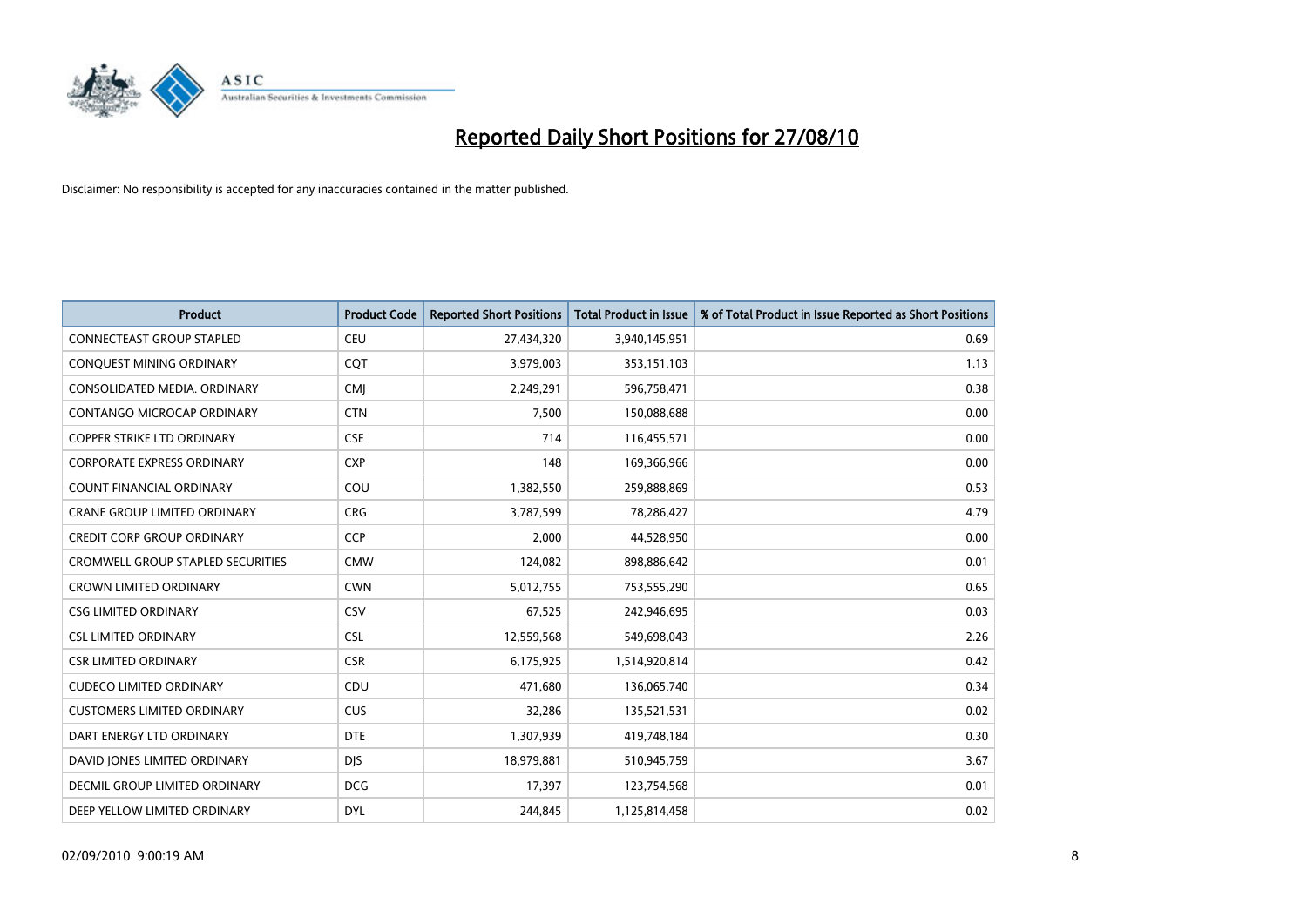# Reported Daily Short Positions for 27/08/10

Disclaimer: No responsibility is accepted for any inaccuracies contained in the matter published.

| Product | Product Code | Reported Short Positions | Total Product in Issue | % of Total Product in Issue Reported as Short Positions |
|---|---|---|---|---|
| CONNECTEAST GROUP STAPLED | CEU | 27,434,320 | 3,940,145,951 | 0.69 |
| CONQUEST MINING ORDINARY | CQT | 3,979,003 | 353,151,103 | 1.13 |
| CONSOLIDATED MEDIA. ORDINARY | CMJ | 2,249,291 | 596,758,471 | 0.38 |
| CONTANGO MICROCAP ORDINARY | CTN | 7,500 | 150,088,688 | 0.00 |
| COPPER STRIKE LTD ORDINARY | CSE | 714 | 116,455,571 | 0.00 |
| CORPORATE EXPRESS ORDINARY | CXP | 148 | 169,366,966 | 0.00 |
| COUNT FINANCIAL ORDINARY | COU | 1,382,550 | 259,888,869 | 0.53 |
| CRANE GROUP LIMITED ORDINARY | CRG | 3,787,599 | 78,286,427 | 4.79 |
| CREDIT CORP GROUP ORDINARY | CCP | 2,000 | 44,528,950 | 0.00 |
| CROMWELL GROUP STAPLED SECURITIES | CMW | 124,082 | 898,886,642 | 0.01 |
| CROWN LIMITED ORDINARY | CWN | 5,012,755 | 753,555,290 | 0.65 |
| CSG LIMITED ORDINARY | CSV | 67,525 | 242,946,695 | 0.03 |
| CSL LIMITED ORDINARY | CSL | 12,559,568 | 549,698,043 | 2.26 |
| CSR LIMITED ORDINARY | CSR | 6,175,925 | 1,514,920,814 | 0.42 |
| CUDECO LIMITED ORDINARY | CDU | 471,680 | 136,065,740 | 0.34 |
| CUSTOMERS LIMITED ORDINARY | CUS | 32,286 | 135,521,531 | 0.02 |
| DART ENERGY LTD ORDINARY | DTE | 1,307,939 | 419,748,184 | 0.30 |
| DAVID JONES LIMITED ORDINARY | DJS | 18,979,881 | 510,945,759 | 3.67 |
| DECMIL GROUP LIMITED ORDINARY | DCG | 17,397 | 123,754,568 | 0.01 |
| DEEP YELLOW LIMITED ORDINARY | DYL | 244,845 | 1,125,814,458 | 0.02 |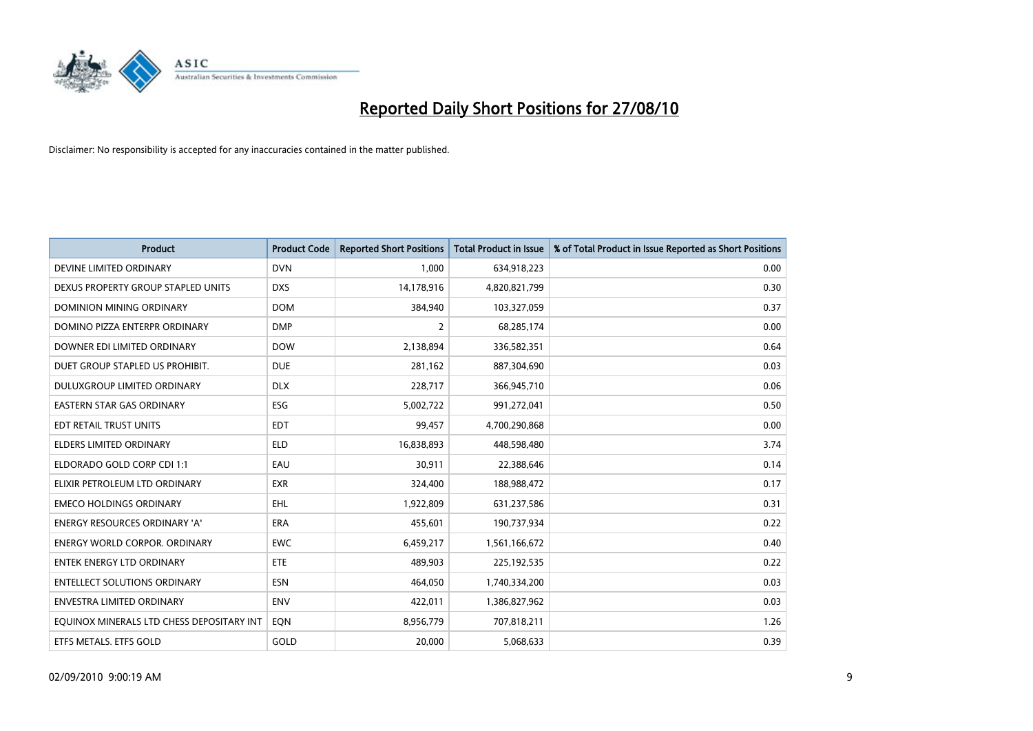# Reported Daily Short Positions for 27/08/10

Disclaimer: No responsibility is accepted for any inaccuracies contained in the matter published.

| Product | Product Code | Reported Short Positions | Total Product in Issue | % of Total Product in Issue Reported as Short Positions |
|---|---|---|---|---|
| DEVINE LIMITED ORDINARY | DVN | 1,000 | 634,918,223 | 0.00 |
| DEXUS PROPERTY GROUP STAPLED UNITS | DXS | 14,178,916 | 4,820,821,799 | 0.30 |
| DOMINION MINING ORDINARY | DOM | 384,940 | 103,327,059 | 0.37 |
| DOMINO PIZZA ENTERPR ORDINARY | DMP | 2 | 68,285,174 | 0.00 |
| DOWNER EDI LIMITED ORDINARY | DOW | 2,138,894 | 336,582,351 | 0.64 |
| DUET GROUP STAPLED US PROHIBIT. | DUE | 281,162 | 887,304,690 | 0.03 |
| DULUXGROUP LIMITED ORDINARY | DLX | 228,717 | 366,945,710 | 0.06 |
| EASTERN STAR GAS ORDINARY | ESG | 5,002,722 | 991,272,041 | 0.50 |
| EDT RETAIL TRUST UNITS | EDT | 99,457 | 4,700,290,868 | 0.00 |
| ELDERS LIMITED ORDINARY | ELD | 16,838,893 | 448,598,480 | 3.74 |
| ELDORADO GOLD CORP CDI 1:1 | EAU | 30,911 | 22,388,646 | 0.14 |
| ELIXIR PETROLEUM LTD ORDINARY | EXR | 324,400 | 188,988,472 | 0.17 |
| EMECO HOLDINGS ORDINARY | EHL | 1,922,809 | 631,237,586 | 0.31 |
| ENERGY RESOURCES ORDINARY 'A' | ERA | 455,601 | 190,737,934 | 0.22 |
| ENERGY WORLD CORPOR. ORDINARY | EWC | 6,459,217 | 1,561,166,672 | 0.40 |
| ENTEK ENERGY LTD ORDINARY | ETE | 489,903 | 225,192,535 | 0.22 |
| ENTELLECT SOLUTIONS ORDINARY | ESN | 464,050 | 1,740,334,200 | 0.03 |
| ENVESTRA LIMITED ORDINARY | ENV | 422,011 | 1,386,827,962 | 0.03 |
| EQUINOX MINERALS LTD CHESS DEPOSITARY INT | EQN | 8,956,779 | 707,818,211 | 1.26 |
| ETFS METALS. ETFS GOLD | GOLD | 20,000 | 5,068,633 | 0.39 |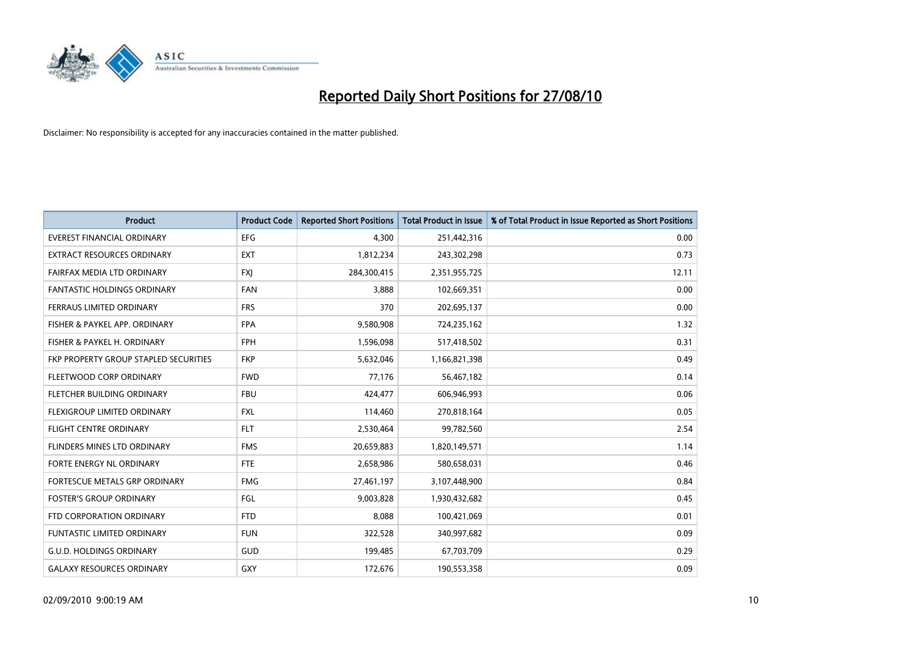# Reported Daily Short Positions for 27/08/10

Disclaimer: No responsibility is accepted for any inaccuracies contained in the matter published.

| Product | Product Code | Reported Short Positions | Total Product in Issue | % of Total Product in Issue Reported as Short Positions |
|---|---|---|---|---|
| EVEREST FINANCIAL ORDINARY | EFG | 4,300 | 251,442,316 | 0.00 |
| EXTRACT RESOURCES ORDINARY | EXT | 1,812,234 | 243,302,298 | 0.73 |
| FAIRFAX MEDIA LTD ORDINARY | FXJ | 284,300,415 | 2,351,955,725 | 12.11 |
| FANTASTIC HOLDINGS ORDINARY | FAN | 3,888 | 102,669,351 | 0.00 |
| FERRAUS LIMITED ORDINARY | FRS | 370 | 202,695,137 | 0.00 |
| FISHER & PAYKEL APP. ORDINARY | FPA | 9,580,908 | 724,235,162 | 1.32 |
| FISHER & PAYKEL H. ORDINARY | FPH | 1,596,098 | 517,418,502 | 0.31 |
| FKP PROPERTY GROUP STAPLED SECURITIES | FKP | 5,632,046 | 1,166,821,398 | 0.49 |
| FLEETWOOD CORP ORDINARY | FWD | 77,176 | 56,467,182 | 0.14 |
| FLETCHER BUILDING ORDINARY | FBU | 424,477 | 606,946,993 | 0.06 |
| FLEXIGROUP LIMITED ORDINARY | FXL | 114,460 | 270,818,164 | 0.05 |
| FLIGHT CENTRE ORDINARY | FLT | 2,530,464 | 99,782,560 | 2.54 |
| FLINDERS MINES LTD ORDINARY | FMS | 20,659,883 | 1,820,149,571 | 1.14 |
| FORTE ENERGY NL ORDINARY | FTE | 2,658,986 | 580,658,031 | 0.46 |
| FORTESCUE METALS GRP ORDINARY | FMG | 27,461,197 | 3,107,448,900 | 0.84 |
| FOSTER'S GROUP ORDINARY | FGL | 9,003,828 | 1,930,432,682 | 0.45 |
| FTD CORPORATION ORDINARY | FTD | 8,088 | 100,421,069 | 0.01 |
| FUNTASTIC LIMITED ORDINARY | FUN | 322,528 | 340,997,682 | 0.09 |
| G.U.D. HOLDINGS ORDINARY | GUD | 199,485 | 67,703,709 | 0.29 |
| GALAXY RESOURCES ORDINARY | GXY | 172,676 | 190,553,358 | 0.09 |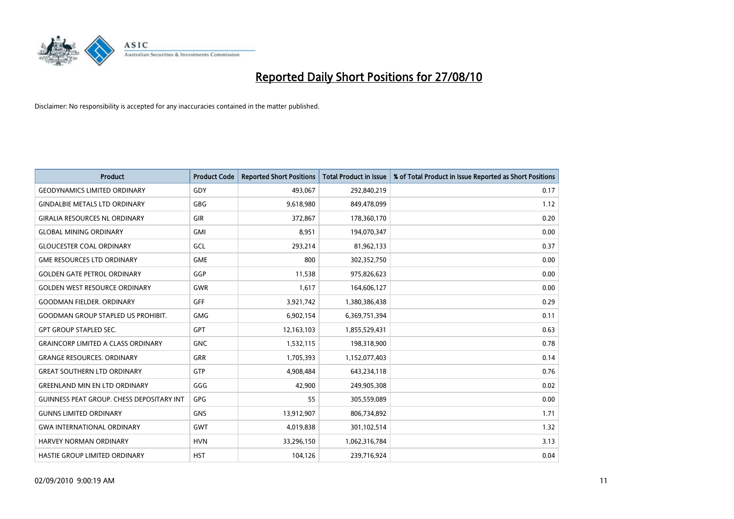# Reported Daily Short Positions for 27/08/10

Disclaimer: No responsibility is accepted for any inaccuracies contained in the matter published.

| Product | Product Code | Reported Short Positions | Total Product in Issue | % of Total Product in Issue Reported as Short Positions |
|---|---|---|---|---|
| GEODYNAMICS LIMITED ORDINARY | GDY | 493,067 | 292,840,219 | 0.17 |
| GINDALBIE METALS LTD ORDINARY | GBG | 9,618,980 | 849,478,099 | 1.12 |
| GIRALIA RESOURCES NL ORDINARY | GIR | 372,867 | 178,360,170 | 0.20 |
| GLOBAL MINING ORDINARY | GMI | 8,951 | 194,070,347 | 0.00 |
| GLOUCESTER COAL ORDINARY | GCL | 293,214 | 81,962,133 | 0.37 |
| GME RESOURCES LTD ORDINARY | GME | 800 | 302,352,750 | 0.00 |
| GOLDEN GATE PETROL ORDINARY | GGP | 11,538 | 975,826,623 | 0.00 |
| GOLDEN WEST RESOURCE ORDINARY | GWR | 1,617 | 164,606,127 | 0.00 |
| GOODMAN FIELDER. ORDINARY | GFF | 3,921,742 | 1,380,386,438 | 0.29 |
| GOODMAN GROUP STAPLED US PROHIBIT. | GMG | 6,902,154 | 6,369,751,394 | 0.11 |
| GPT GROUP STAPLED SEC. | GPT | 12,163,103 | 1,855,529,431 | 0.63 |
| GRAINCORP LIMITED A CLASS ORDINARY | GNC | 1,532,115 | 198,318,900 | 0.78 |
| GRANGE RESOURCES. ORDINARY | GRR | 1,705,393 | 1,152,077,403 | 0.14 |
| GREAT SOUTHERN LTD ORDINARY | GTP | 4,908,484 | 643,234,118 | 0.76 |
| GREENLAND MIN EN LTD ORDINARY | GGG | 42,900 | 249,905,308 | 0.02 |
| GUINNESS PEAT GROUP. CHESS DEPOSITARY INT | GPG | 55 | 305,559,089 | 0.00 |
| GUNNS LIMITED ORDINARY | GNS | 13,912,907 | 806,734,892 | 1.71 |
| GWA INTERNATIONAL ORDINARY | GWT | 4,019,838 | 301,102,514 | 1.32 |
| HARVEY NORMAN ORDINARY | HVN | 33,296,150 | 1,062,316,784 | 3.13 |
| HASTIE GROUP LIMITED ORDINARY | HST | 104,126 | 239,716,924 | 0.04 |

02/09/2010 9:00:19 AM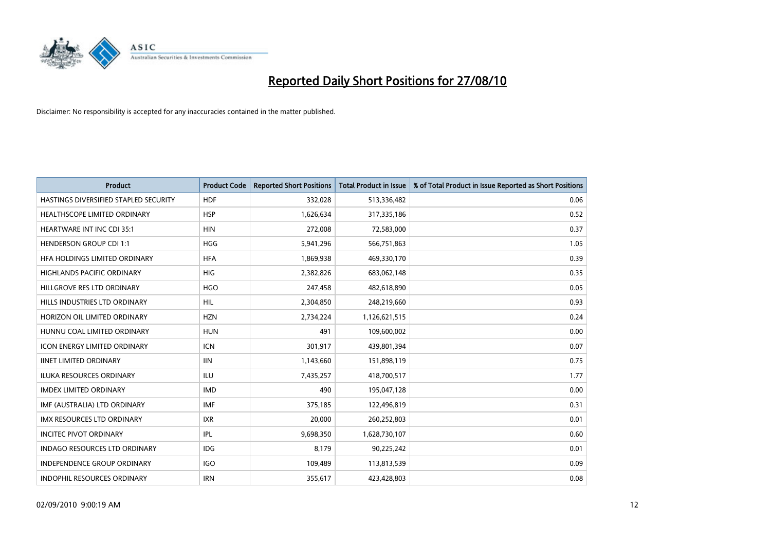# Reported Daily Short Positions for 27/08/10

Disclaimer: No responsibility is accepted for any inaccuracies contained in the matter published.

| Product | Product Code | Reported Short Positions | Total Product in Issue | % of Total Product in Issue Reported as Short Positions |
|---|---|---|---|---|
| HASTINGS DIVERSIFIED STAPLED SECURITY | HDF | 332,028 | 513,336,482 | 0.06 |
| HEALTHSCOPE LIMITED ORDINARY | HSP | 1,626,634 | 317,335,186 | 0.52 |
| HEARTWARE INT INC CDI 35:1 | HIN | 272,008 | 72,583,000 | 0.37 |
| HENDERSON GROUP CDI 1:1 | HGG | 5,941,296 | 566,751,863 | 1.05 |
| HFA HOLDINGS LIMITED ORDINARY | HFA | 1,869,938 | 469,330,170 | 0.39 |
| HIGHLANDS PACIFIC ORDINARY | HIG | 2,382,826 | 683,062,148 | 0.35 |
| HILLGROVE RES LTD ORDINARY | HGO | 247,458 | 482,618,890 | 0.05 |
| HILLS INDUSTRIES LTD ORDINARY | HIL | 2,304,850 | 248,219,660 | 0.93 |
| HORIZON OIL LIMITED ORDINARY | HZN | 2,734,224 | 1,126,621,515 | 0.24 |
| HUNNU COAL LIMITED ORDINARY | HUN | 491 | 109,600,002 | 0.00 |
| ICON ENERGY LIMITED ORDINARY | ICN | 301,917 | 439,801,394 | 0.07 |
| IINET LIMITED ORDINARY | IIN | 1,143,660 | 151,898,119 | 0.75 |
| ILUKA RESOURCES ORDINARY | ILU | 7,435,257 | 418,700,517 | 1.77 |
| IMDEX LIMITED ORDINARY | IMD | 490 | 195,047,128 | 0.00 |
| IMF (AUSTRALIA) LTD ORDINARY | IMF | 375,185 | 122,496,819 | 0.31 |
| IMX RESOURCES LTD ORDINARY | IXR | 20,000 | 260,252,803 | 0.01 |
| INCITEC PIVOT ORDINARY | IPL | 9,698,350 | 1,628,730,107 | 0.60 |
| INDAGO RESOURCES LTD ORDINARY | IDG | 8,179 | 90,225,242 | 0.01 |
| INDEPENDENCE GROUP ORDINARY | IGO | 109,489 | 113,813,539 | 0.09 |
| INDOPHIL RESOURCES ORDINARY | IRN | 355,617 | 423,428,803 | 0.08 |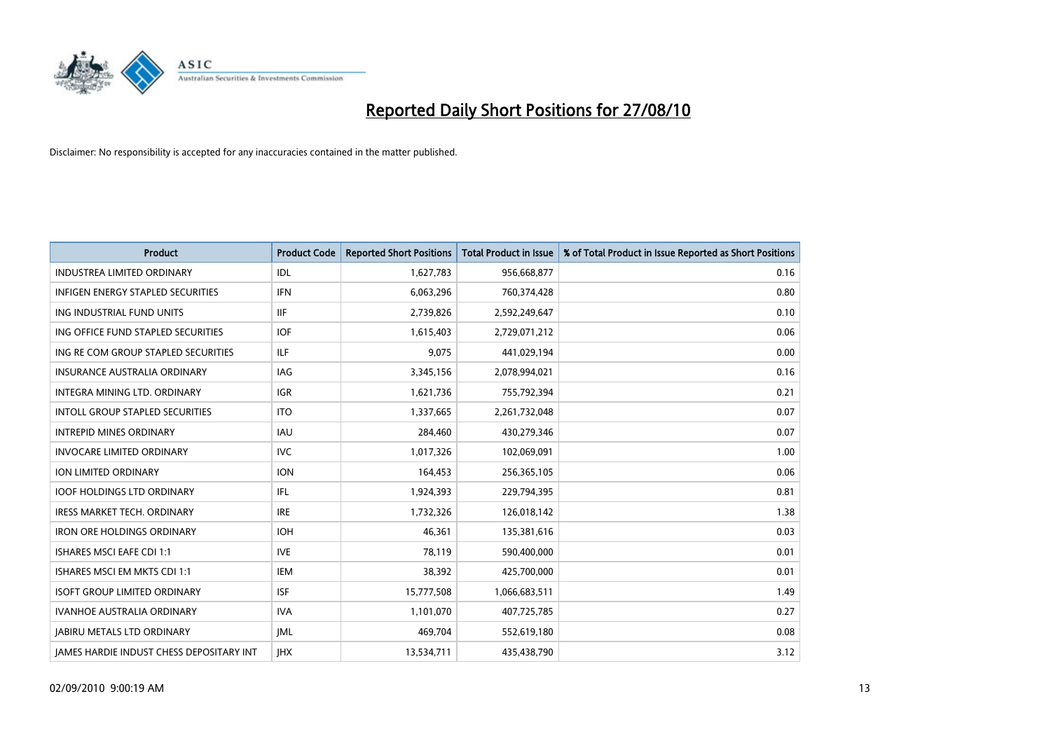# Reported Daily Short Positions for 27/08/10

Disclaimer: No responsibility is accepted for any inaccuracies contained in the matter published.

| Product | Product Code | Reported Short Positions | Total Product in Issue | % of Total Product in Issue Reported as Short Positions |
|---|---|---|---|---|
| INDUSTREA LIMITED ORDINARY | IDL | 1,627,783 | 956,668,877 | 0.16 |
| INFIGEN ENERGY STAPLED SECURITIES | IFN | 6,063,296 | 760,374,428 | 0.80 |
| ING INDUSTRIAL FUND UNITS | IIF | 2,739,826 | 2,592,249,647 | 0.10 |
| ING OFFICE FUND STAPLED SECURITIES | IOF | 1,615,403 | 2,729,071,212 | 0.06 |
| ING RE COM GROUP STAPLED SECURITIES | ILF | 9,075 | 441,029,194 | 0.00 |
| INSURANCE AUSTRALIA ORDINARY | IAG | 3,345,156 | 2,078,994,021 | 0.16 |
| INTEGRA MINING LTD. ORDINARY | IGR | 1,621,736 | 755,792,394 | 0.21 |
| INTOLL GROUP STAPLED SECURITIES | ITO | 1,337,665 | 2,261,732,048 | 0.07 |
| INTREPID MINES ORDINARY | IAU | 284,460 | 430,279,346 | 0.07 |
| INVOCARE LIMITED ORDINARY | IVC | 1,017,326 | 102,069,091 | 1.00 |
| ION LIMITED ORDINARY | ION | 164,453 | 256,365,105 | 0.06 |
| IOOF HOLDINGS LTD ORDINARY | IFL | 1,924,393 | 229,794,395 | 0.81 |
| IRESS MARKET TECH. ORDINARY | IRE | 1,732,326 | 126,018,142 | 1.38 |
| IRON ORE HOLDINGS ORDINARY | IOH | 46,361 | 135,381,616 | 0.03 |
| ISHARES MSCI EAFE CDI 1:1 | IVE | 78,119 | 590,400,000 | 0.01 |
| ISHARES MSCI EM MKTS CDI 1:1 | IEM | 38,392 | 425,700,000 | 0.01 |
| ISOFT GROUP LIMITED ORDINARY | ISF | 15,777,508 | 1,066,683,511 | 1.49 |
| IVANHOE AUSTRALIA ORDINARY | IVA | 1,101,070 | 407,725,785 | 0.27 |
| JABIRU METALS LTD ORDINARY | JML | 469,704 | 552,619,180 | 0.08 |
| JAMES HARDIE INDUST CHESS DEPOSITARY INT | JHX | 13,534,711 | 435,438,790 | 3.12 |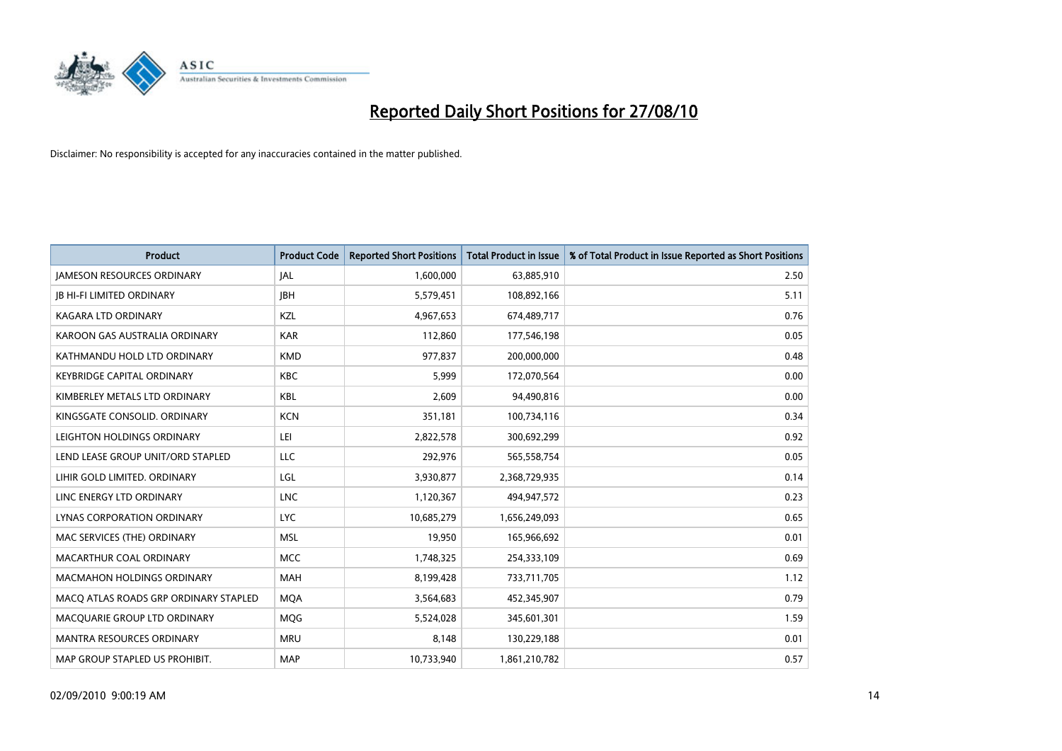# Reported Daily Short Positions for 27/08/10

Disclaimer: No responsibility is accepted for any inaccuracies contained in the matter published.

| Product | Product Code | Reported Short Positions | Total Product in Issue | % of Total Product in Issue Reported as Short Positions |
|---|---|---|---|---|
| JAMESON RESOURCES ORDINARY | JAL | 1,600,000 | 63,885,910 | 2.50 |
| JB HI-FI LIMITED ORDINARY | JBH | 5,579,451 | 108,892,166 | 5.11 |
| KAGARA LTD ORDINARY | KZL | 4,967,653 | 674,489,717 | 0.76 |
| KAROON GAS AUSTRALIA ORDINARY | KAR | 112,860 | 177,546,198 | 0.05 |
| KATHMANDU HOLD LTD ORDINARY | KMD | 977,837 | 200,000,000 | 0.48 |
| KEYBRIDGE CAPITAL ORDINARY | KBC | 5,999 | 172,070,564 | 0.00 |
| KIMBERLEY METALS LTD ORDINARY | KBL | 2,609 | 94,490,816 | 0.00 |
| KINGSGATE CONSOLID. ORDINARY | KCN | 351,181 | 100,734,116 | 0.34 |
| LEIGHTON HOLDINGS ORDINARY | LEI | 2,822,578 | 300,692,299 | 0.92 |
| LEND LEASE GROUP UNIT/ORD STAPLED | LLC | 292,976 | 565,558,754 | 0.05 |
| LIHIR GOLD LIMITED. ORDINARY | LGL | 3,930,877 | 2,368,729,935 | 0.14 |
| LINC ENERGY LTD ORDINARY | LNC | 1,120,367 | 494,947,572 | 0.23 |
| LYNAS CORPORATION ORDINARY | LYC | 10,685,279 | 1,656,249,093 | 0.65 |
| MAC SERVICES (THE) ORDINARY | MSL | 19,950 | 165,966,692 | 0.01 |
| MACARTHUR COAL ORDINARY | MCC | 1,748,325 | 254,333,109 | 0.69 |
| MACMAHON HOLDINGS ORDINARY | MAH | 8,199,428 | 733,711,705 | 1.12 |
| MACQ ATLAS ROADS GRP ORDINARY STAPLED | MQA | 3,564,683 | 452,345,907 | 0.79 |
| MACQUARIE GROUP LTD ORDINARY | MQG | 5,524,028 | 345,601,301 | 1.59 |
| MANTRA RESOURCES ORDINARY | MRU | 8,148 | 130,229,188 | 0.01 |
| MAP GROUP STAPLED US PROHIBIT. | MAP | 10,733,940 | 1,861,210,782 | 0.57 |

02/09/2010 9:00:19 AM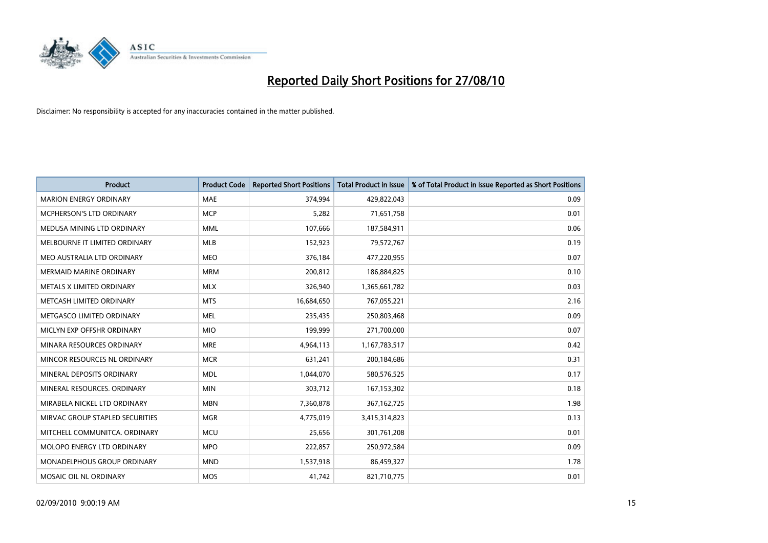# Reported Daily Short Positions for 27/08/10

Disclaimer: No responsibility is accepted for any inaccuracies contained in the matter published.

| Product | Product Code | Reported Short Positions | Total Product in Issue | % of Total Product in Issue Reported as Short Positions |
|---|---|---|---|---|
| MARION ENERGY ORDINARY | MAE | 374,994 | 429,822,043 | 0.09 |
| MCPHERSON'S LTD ORDINARY | MCP | 5,282 | 71,651,758 | 0.01 |
| MEDUSA MINING LTD ORDINARY | MML | 107,666 | 187,584,911 | 0.06 |
| MELBOURNE IT LIMITED ORDINARY | MLB | 152,923 | 79,572,767 | 0.19 |
| MEO AUSTRALIA LTD ORDINARY | MEO | 376,184 | 477,220,955 | 0.07 |
| MERMAID MARINE ORDINARY | MRM | 200,812 | 186,884,825 | 0.10 |
| METALS X LIMITED ORDINARY | MLX | 326,940 | 1,365,661,782 | 0.03 |
| METCASH LIMITED ORDINARY | MTS | 16,684,650 | 767,055,221 | 2.16 |
| METGASCO LIMITED ORDINARY | MEL | 235,435 | 250,803,468 | 0.09 |
| MICLYN EXP OFFSHR ORDINARY | MIO | 199,999 | 271,700,000 | 0.07 |
| MINARA RESOURCES ORDINARY | MRE | 4,964,113 | 1,167,783,517 | 0.42 |
| MINCOR RESOURCES NL ORDINARY | MCR | 631,241 | 200,184,686 | 0.31 |
| MINERAL DEPOSITS ORDINARY | MDL | 1,044,070 | 580,576,525 | 0.17 |
| MINERAL RESOURCES. ORDINARY | MIN | 303,712 | 167,153,302 | 0.18 |
| MIRABELA NICKEL LTD ORDINARY | MBN | 7,360,878 | 367,162,725 | 1.98 |
| MIRVAC GROUP STAPLED SECURITIES | MGR | 4,775,019 | 3,415,314,823 | 0.13 |
| MITCHELL COMMUNITCA. ORDINARY | MCU | 25,656 | 301,761,208 | 0.01 |
| MOLOPO ENERGY LTD ORDINARY | MPO | 222,857 | 250,972,584 | 0.09 |
| MONADELPHOUS GROUP ORDINARY | MND | 1,537,918 | 86,459,327 | 1.78 |
| MOSAIC OIL NL ORDINARY | MOS | 41,742 | 821,710,775 | 0.01 |

02/09/2010 9:00:19 AM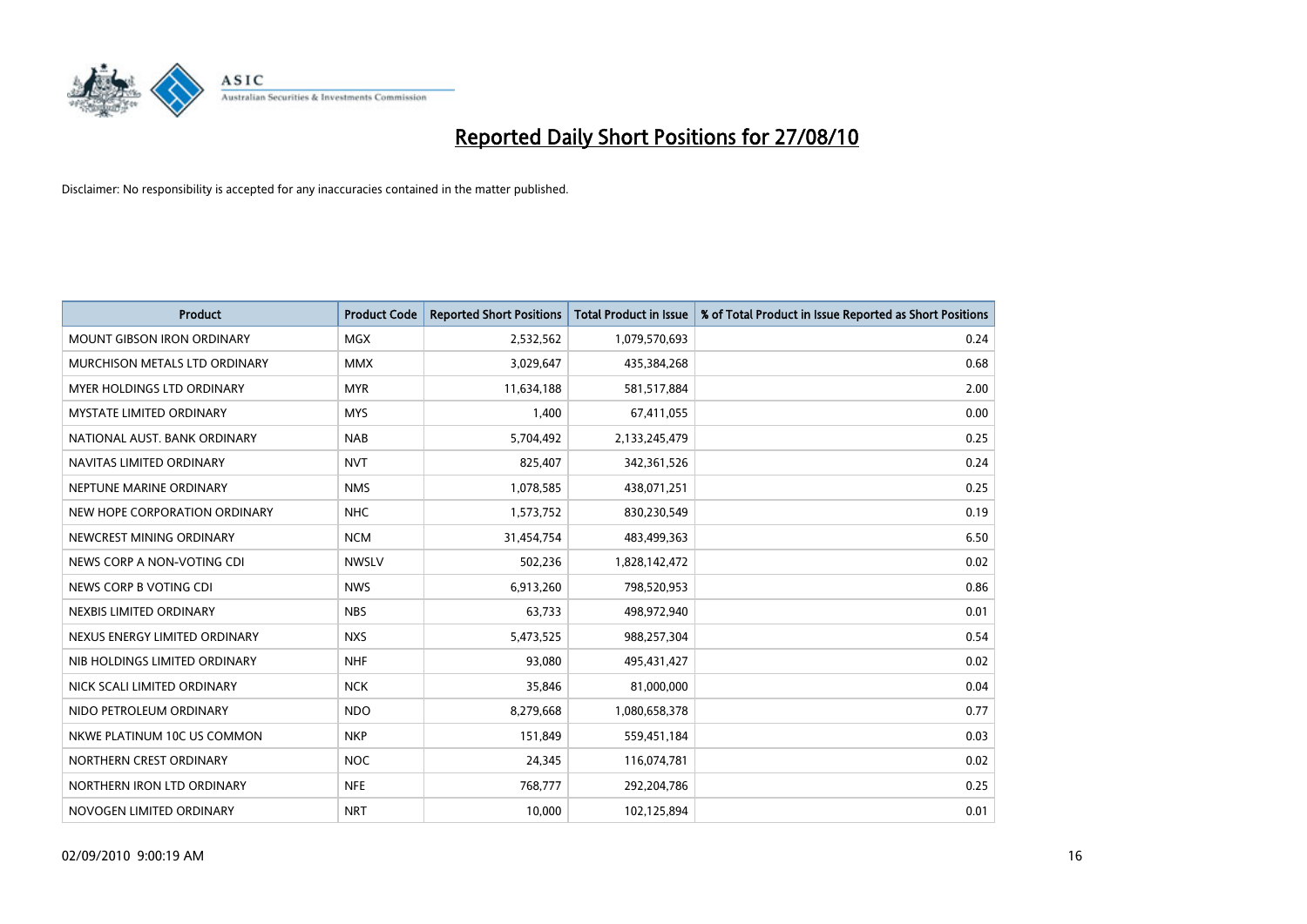# Reported Daily Short Positions for 27/08/10

Disclaimer: No responsibility is accepted for any inaccuracies contained in the matter published.

| Product | Product Code | Reported Short Positions | Total Product in Issue | % of Total Product in Issue Reported as Short Positions |
|---|---|---|---|---|
| MOUNT GIBSON IRON ORDINARY | MGX | 2,532,562 | 1,079,570,693 | 0.24 |
| MURCHISON METALS LTD ORDINARY | MMX | 3,029,647 | 435,384,268 | 0.68 |
| MYER HOLDINGS LTD ORDINARY | MYR | 11,634,188 | 581,517,884 | 2.00 |
| MYSTATE LIMITED ORDINARY | MYS | 1,400 | 67,411,055 | 0.00 |
| NATIONAL AUST. BANK ORDINARY | NAB | 5,704,492 | 2,133,245,479 | 0.25 |
| NAVITAS LIMITED ORDINARY | NVT | 825,407 | 342,361,526 | 0.24 |
| NEPTUNE MARINE ORDINARY | NMS | 1,078,585 | 438,071,251 | 0.25 |
| NEW HOPE CORPORATION ORDINARY | NHC | 1,573,752 | 830,230,549 | 0.19 |
| NEWCREST MINING ORDINARY | NCM | 31,454,754 | 483,499,363 | 6.50 |
| NEWS CORP A NON-VOTING CDI | NWSLV | 502,236 | 1,828,142,472 | 0.02 |
| NEWS CORP B VOTING CDI | NWS | 6,913,260 | 798,520,953 | 0.86 |
| NEXBIS LIMITED ORDINARY | NBS | 63,733 | 498,972,940 | 0.01 |
| NEXUS ENERGY LIMITED ORDINARY | NXS | 5,473,525 | 988,257,304 | 0.54 |
| NIB HOLDINGS LIMITED ORDINARY | NHF | 93,080 | 495,431,427 | 0.02 |
| NICK SCALI LIMITED ORDINARY | NCK | 35,846 | 81,000,000 | 0.04 |
| NIDO PETROLEUM ORDINARY | NDO | 8,279,668 | 1,080,658,378 | 0.77 |
| NKWE PLATINUM 10C US COMMON | NKP | 151,849 | 559,451,184 | 0.03 |
| NORTHERN CREST ORDINARY | NOC | 24,345 | 116,074,781 | 0.02 |
| NORTHERN IRON LTD ORDINARY | NFE | 768,777 | 292,204,786 | 0.25 |
| NOVOGEN LIMITED ORDINARY | NRT | 10,000 | 102,125,894 | 0.01 |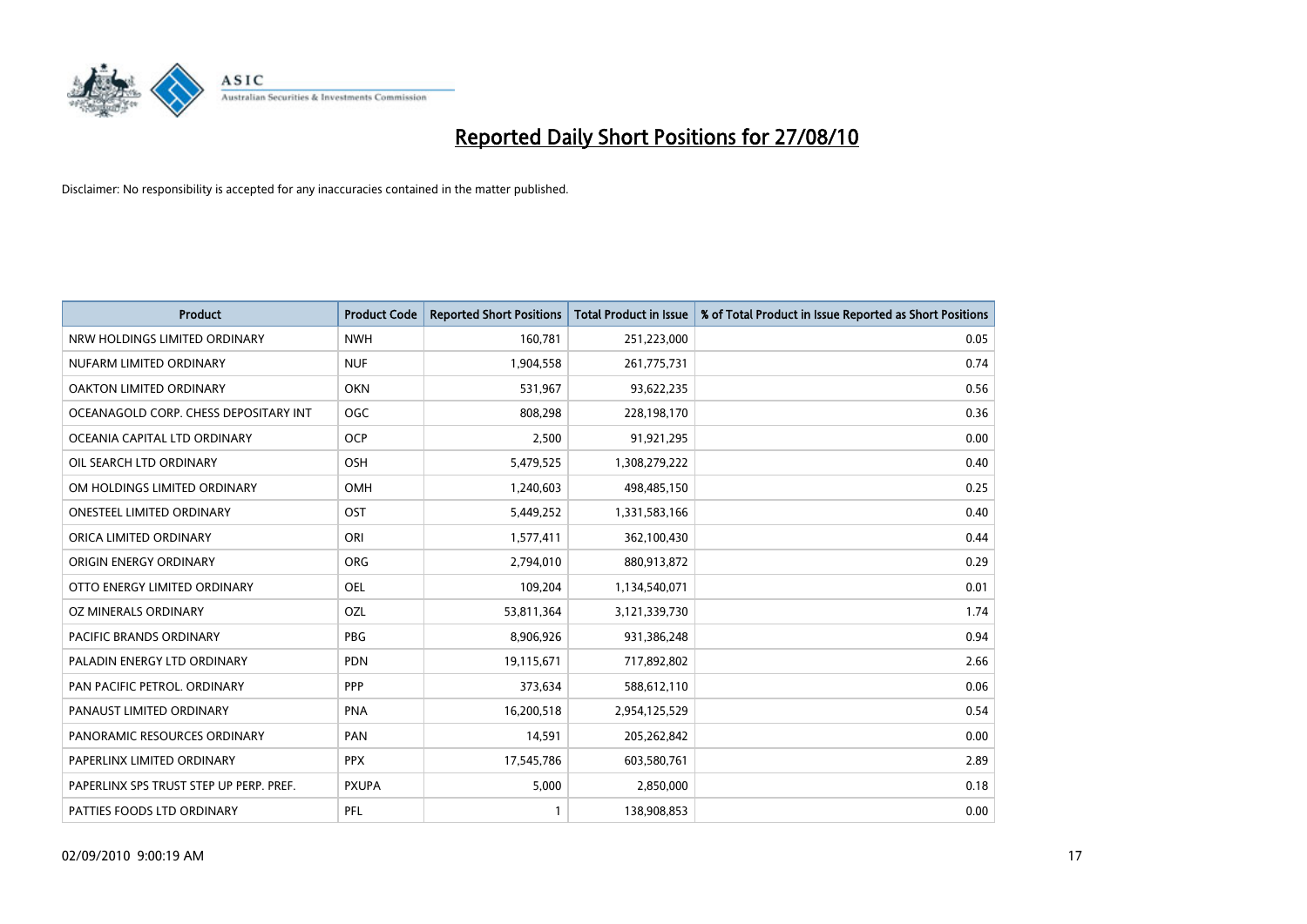# Reported Daily Short Positions for 27/08/10

Disclaimer: No responsibility is accepted for any inaccuracies contained in the matter published.

| Product | Product Code | Reported Short Positions | Total Product in Issue | % of Total Product in Issue Reported as Short Positions |
|---|---|---|---|---|
| NRW HOLDINGS LIMITED ORDINARY | NWH | 160,781 | 251,223,000 | 0.05 |
| NUFARM LIMITED ORDINARY | NUF | 1,904,558 | 261,775,731 | 0.74 |
| OAKTON LIMITED ORDINARY | OKN | 531,967 | 93,622,235 | 0.56 |
| OCEANAGOLD CORP. CHESS DEPOSITARY INT | OGC | 808,298 | 228,198,170 | 0.36 |
| OCEANIA CAPITAL LTD ORDINARY | OCP | 2,500 | 91,921,295 | 0.00 |
| OIL SEARCH LTD ORDINARY | OSH | 5,479,525 | 1,308,279,222 | 0.40 |
| OM HOLDINGS LIMITED ORDINARY | OMH | 1,240,603 | 498,485,150 | 0.25 |
| ONESTEEL LIMITED ORDINARY | OST | 5,449,252 | 1,331,583,166 | 0.40 |
| ORICA LIMITED ORDINARY | ORI | 1,577,411 | 362,100,430 | 0.44 |
| ORIGIN ENERGY ORDINARY | ORG | 2,794,010 | 880,913,872 | 0.29 |
| OTTO ENERGY LIMITED ORDINARY | OEL | 109,204 | 1,134,540,071 | 0.01 |
| OZ MINERALS ORDINARY | OZL | 53,811,364 | 3,121,339,730 | 1.74 |
| PACIFIC BRANDS ORDINARY | PBG | 8,906,926 | 931,386,248 | 0.94 |
| PALADIN ENERGY LTD ORDINARY | PDN | 19,115,671 | 717,892,802 | 2.66 |
| PAN PACIFIC PETROL. ORDINARY | PPP | 373,634 | 588,612,110 | 0.06 |
| PANAUST LIMITED ORDINARY | PNA | 16,200,518 | 2,954,125,529 | 0.54 |
| PANORAMIC RESOURCES ORDINARY | PAN | 14,591 | 205,262,842 | 0.00 |
| PAPERLINX LIMITED ORDINARY | PPX | 17,545,786 | 603,580,761 | 2.89 |
| PAPERLINX SPS TRUST STEP UP PERP. PREF. | PXUPA | 5,000 | 2,850,000 | 0.18 |
| PATTIES FOODS LTD ORDINARY | PFL | 1 | 138,908,853 | 0.00 |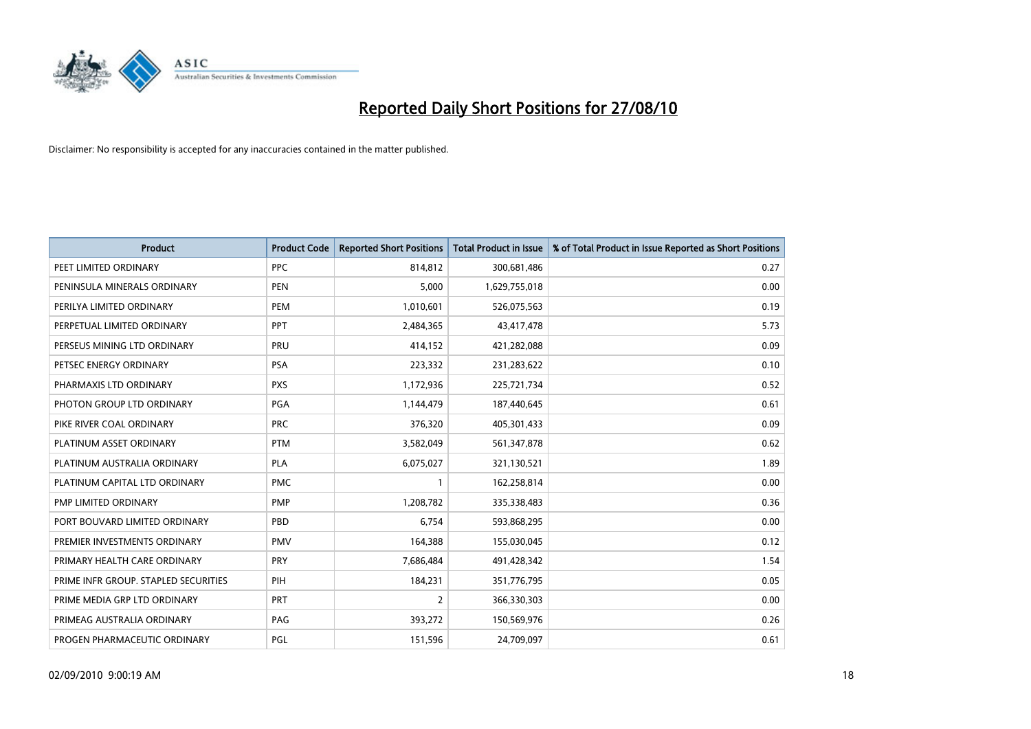# Reported Daily Short Positions for 27/08/10

Disclaimer: No responsibility is accepted for any inaccuracies contained in the matter published.

| Product | Product Code | Reported Short Positions | Total Product in Issue | % of Total Product in Issue Reported as Short Positions |
|---|---|---|---|---|
| PEET LIMITED ORDINARY | PPC | 814,812 | 300,681,486 | 0.27 |
| PENINSULA MINERALS ORDINARY | PEN | 5,000 | 1,629,755,018 | 0.00 |
| PERILYA LIMITED ORDINARY | PEM | 1,010,601 | 526,075,563 | 0.19 |
| PERPETUAL LIMITED ORDINARY | PPT | 2,484,365 | 43,417,478 | 5.73 |
| PERSEUS MINING LTD ORDINARY | PRU | 414,152 | 421,282,088 | 0.09 |
| PETSEC ENERGY ORDINARY | PSA | 223,332 | 231,283,622 | 0.10 |
| PHARMAXIS LTD ORDINARY | PXS | 1,172,936 | 225,721,734 | 0.52 |
| PHOTON GROUP LTD ORDINARY | PGA | 1,144,479 | 187,440,645 | 0.61 |
| PIKE RIVER COAL ORDINARY | PRC | 376,320 | 405,301,433 | 0.09 |
| PLATINUM ASSET ORDINARY | PTM | 3,582,049 | 561,347,878 | 0.62 |
| PLATINUM AUSTRALIA ORDINARY | PLA | 6,075,027 | 321,130,521 | 1.89 |
| PLATINUM CAPITAL LTD ORDINARY | PMC | 1 | 162,258,814 | 0.00 |
| PMP LIMITED ORDINARY | PMP | 1,208,782 | 335,338,483 | 0.36 |
| PORT BOUVARD LIMITED ORDINARY | PBD | 6,754 | 593,868,295 | 0.00 |
| PREMIER INVESTMENTS ORDINARY | PMV | 164,388 | 155,030,045 | 0.12 |
| PRIMARY HEALTH CARE ORDINARY | PRY | 7,686,484 | 491,428,342 | 1.54 |
| PRIME INFR GROUP. STAPLED SECURITIES | PIH | 184,231 | 351,776,795 | 0.05 |
| PRIME MEDIA GRP LTD ORDINARY | PRT | 2 | 366,330,303 | 0.00 |
| PRIMEAG AUSTRALIA ORDINARY | PAG | 393,272 | 150,569,976 | 0.26 |
| PROGEN PHARMACEUTIC ORDINARY | PGL | 151,596 | 24,709,097 | 0.61 |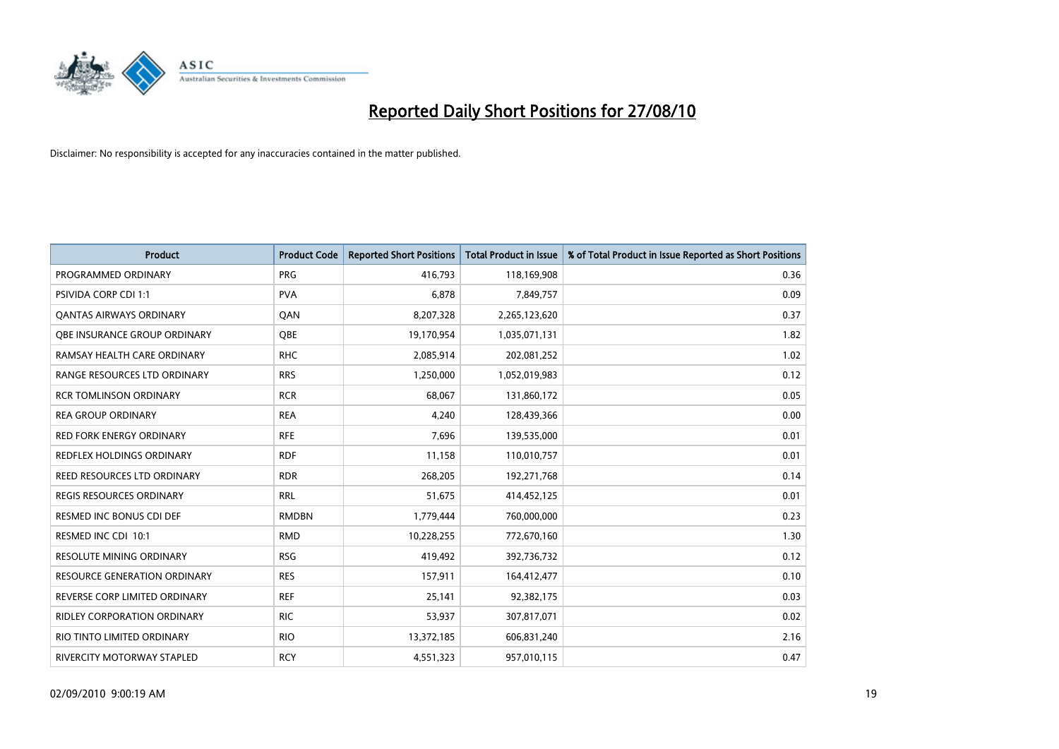# Reported Daily Short Positions for 27/08/10

Disclaimer: No responsibility is accepted for any inaccuracies contained in the matter published.

| Product | Product Code | Reported Short Positions | Total Product in Issue | % of Total Product in Issue Reported as Short Positions |
|---|---|---|---|---|
| PROGRAMMED ORDINARY | PRG | 416,793 | 118,169,908 | 0.36 |
| PSIVIDA CORP CDI 1:1 | PVA | 6,878 | 7,849,757 | 0.09 |
| QANTAS AIRWAYS ORDINARY | QAN | 8,207,328 | 2,265,123,620 | 0.37 |
| QBE INSURANCE GROUP ORDINARY | QBE | 19,170,954 | 1,035,071,131 | 1.82 |
| RAMSAY HEALTH CARE ORDINARY | RHC | 2,085,914 | 202,081,252 | 1.02 |
| RANGE RESOURCES LTD ORDINARY | RRS | 1,250,000 | 1,052,019,983 | 0.12 |
| RCR TOMLINSON ORDINARY | RCR | 68,067 | 131,860,172 | 0.05 |
| REA GROUP ORDINARY | REA | 4,240 | 128,439,366 | 0.00 |
| RED FORK ENERGY ORDINARY | RFE | 7,696 | 139,535,000 | 0.01 |
| REDFLEX HOLDINGS ORDINARY | RDF | 11,158 | 110,010,757 | 0.01 |
| REED RESOURCES LTD ORDINARY | RDR | 268,205 | 192,271,768 | 0.14 |
| REGIS RESOURCES ORDINARY | RRL | 51,675 | 414,452,125 | 0.01 |
| RESMED INC BONUS CDI DEF | RMDBN | 1,779,444 | 760,000,000 | 0.23 |
| RESMED INC CDI 10:1 | RMD | 10,228,255 | 772,670,160 | 1.30 |
| RESOLUTE MINING ORDINARY | RSG | 419,492 | 392,736,732 | 0.12 |
| RESOURCE GENERATION ORDINARY | RES | 157,911 | 164,412,477 | 0.10 |
| REVERSE CORP LIMITED ORDINARY | REF | 25,141 | 92,382,175 | 0.03 |
| RIDLEY CORPORATION ORDINARY | RIC | 53,937 | 307,817,071 | 0.02 |
| RIO TINTO LIMITED ORDINARY | RIO | 13,372,185 | 606,831,240 | 2.16 |
| RIVERCITY MOTORWAY STAPLED | RCY | 4,551,323 | 957,010,115 | 0.47 |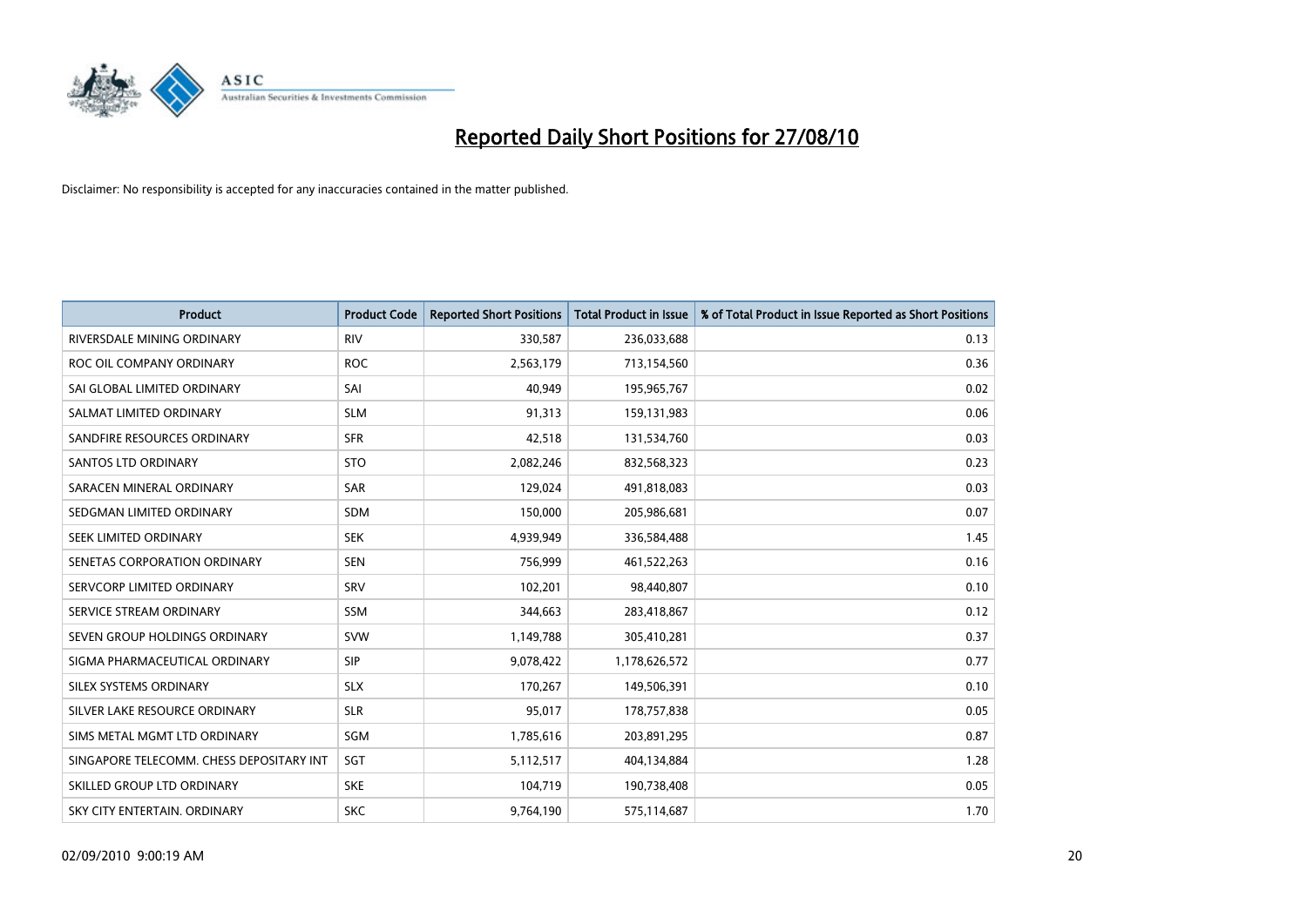# Reported Daily Short Positions for 27/08/10

Disclaimer: No responsibility is accepted for any inaccuracies contained in the matter published.

| Product | Product Code | Reported Short Positions | Total Product in Issue | % of Total Product in Issue Reported as Short Positions |
|---|---|---|---|---|
| RIVERSDALE MINING ORDINARY | RIV | 330,587 | 236,033,688 | 0.13 |
| ROC OIL COMPANY ORDINARY | ROC | 2,563,179 | 713,154,560 | 0.36 |
| SAI GLOBAL LIMITED ORDINARY | SAI | 40,949 | 195,965,767 | 0.02 |
| SALMAT LIMITED ORDINARY | SLM | 91,313 | 159,131,983 | 0.06 |
| SANDFIRE RESOURCES ORDINARY | SFR | 42,518 | 131,534,760 | 0.03 |
| SANTOS LTD ORDINARY | STO | 2,082,246 | 832,568,323 | 0.23 |
| SARACEN MINERAL ORDINARY | SAR | 129,024 | 491,818,083 | 0.03 |
| SEDGMAN LIMITED ORDINARY | SDM | 150,000 | 205,986,681 | 0.07 |
| SEEK LIMITED ORDINARY | SEK | 4,939,949 | 336,584,488 | 1.45 |
| SENETAS CORPORATION ORDINARY | SEN | 756,999 | 461,522,263 | 0.16 |
| SERVCORP LIMITED ORDINARY | SRV | 102,201 | 98,440,807 | 0.10 |
| SERVICE STREAM ORDINARY | SSM | 344,663 | 283,418,867 | 0.12 |
| SEVEN GROUP HOLDINGS ORDINARY | SVW | 1,149,788 | 305,410,281 | 0.37 |
| SIGMA PHARMACEUTICAL ORDINARY | SIP | 9,078,422 | 1,178,626,572 | 0.77 |
| SILEX SYSTEMS ORDINARY | SLX | 170,267 | 149,506,391 | 0.10 |
| SILVER LAKE RESOURCE ORDINARY | SLR | 95,017 | 178,757,838 | 0.05 |
| SIMS METAL MGMT LTD ORDINARY | SGM | 1,785,616 | 203,891,295 | 0.87 |
| SINGAPORE TELECOMM. CHESS DEPOSITARY INT | SGT | 5,112,517 | 404,134,884 | 1.28 |
| SKILLED GROUP LTD ORDINARY | SKE | 104,719 | 190,738,408 | 0.05 |
| SKY CITY ENTERTAIN. ORDINARY | SKC | 9,764,190 | 575,114,687 | 1.70 |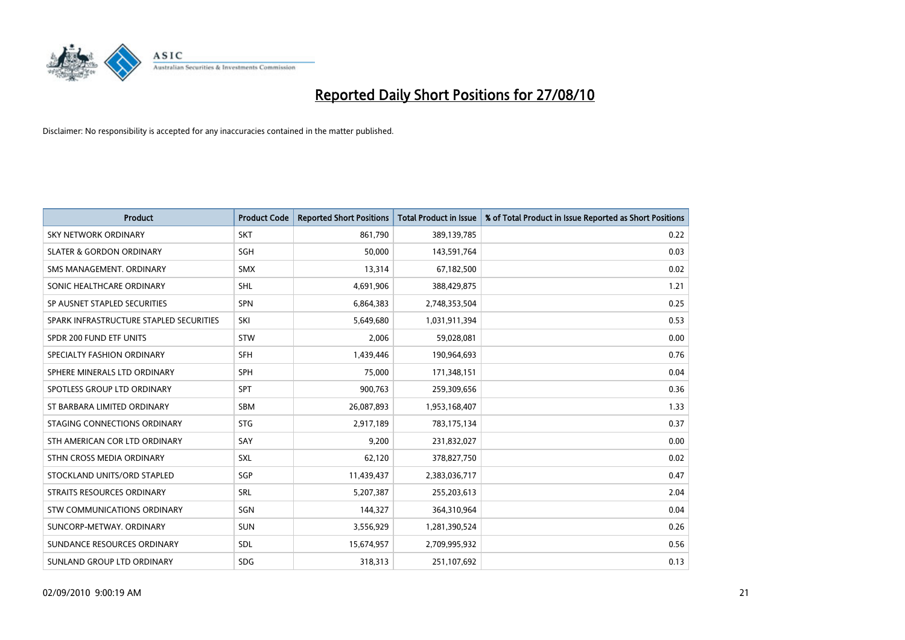# Reported Daily Short Positions for 27/08/10

Disclaimer: No responsibility is accepted for any inaccuracies contained in the matter published.

| Product | Product Code | Reported Short Positions | Total Product in Issue | % of Total Product in Issue Reported as Short Positions |
|---|---|---|---|---|
| SKY NETWORK ORDINARY | SKT | 861,790 | 389,139,785 | 0.22 |
| SLATER & GORDON ORDINARY | SGH | 50,000 | 143,591,764 | 0.03 |
| SMS MANAGEMENT. ORDINARY | SMX | 13,314 | 67,182,500 | 0.02 |
| SONIC HEALTHCARE ORDINARY | SHL | 4,691,906 | 388,429,875 | 1.21 |
| SP AUSNET STAPLED SECURITIES | SPN | 6,864,383 | 2,748,353,504 | 0.25 |
| SPARK INFRASTRUCTURE STAPLED SECURITIES | SKI | 5,649,680 | 1,031,911,394 | 0.53 |
| SPDR 200 FUND ETF UNITS | STW | 2,006 | 59,028,081 | 0.00 |
| SPECIALTY FASHION ORDINARY | SFH | 1,439,446 | 190,964,693 | 0.76 |
| SPHERE MINERALS LTD ORDINARY | SPH | 75,000 | 171,348,151 | 0.04 |
| SPOTLESS GROUP LTD ORDINARY | SPT | 900,763 | 259,309,656 | 0.36 |
| ST BARBARA LIMITED ORDINARY | SBM | 26,087,893 | 1,953,168,407 | 1.33 |
| STAGING CONNECTIONS ORDINARY | STG | 2,917,189 | 783,175,134 | 0.37 |
| STH AMERICAN COR LTD ORDINARY | SAY | 9,200 | 231,832,027 | 0.00 |
| STHN CROSS MEDIA ORDINARY | SXL | 62,120 | 378,827,750 | 0.02 |
| STOCKLAND UNITS/ORD STAPLED | SGP | 11,439,437 | 2,383,036,717 | 0.47 |
| STRAITS RESOURCES ORDINARY | SRL | 5,207,387 | 255,203,613 | 2.04 |
| STW COMMUNICATIONS ORDINARY | SGN | 144,327 | 364,310,964 | 0.04 |
| SUNCORP-METWAY. ORDINARY | SUN | 3,556,929 | 1,281,390,524 | 0.26 |
| SUNDANCE RESOURCES ORDINARY | SDL | 15,674,957 | 2,709,995,932 | 0.56 |
| SUNLAND GROUP LTD ORDINARY | SDG | 318,313 | 251,107,692 | 0.13 |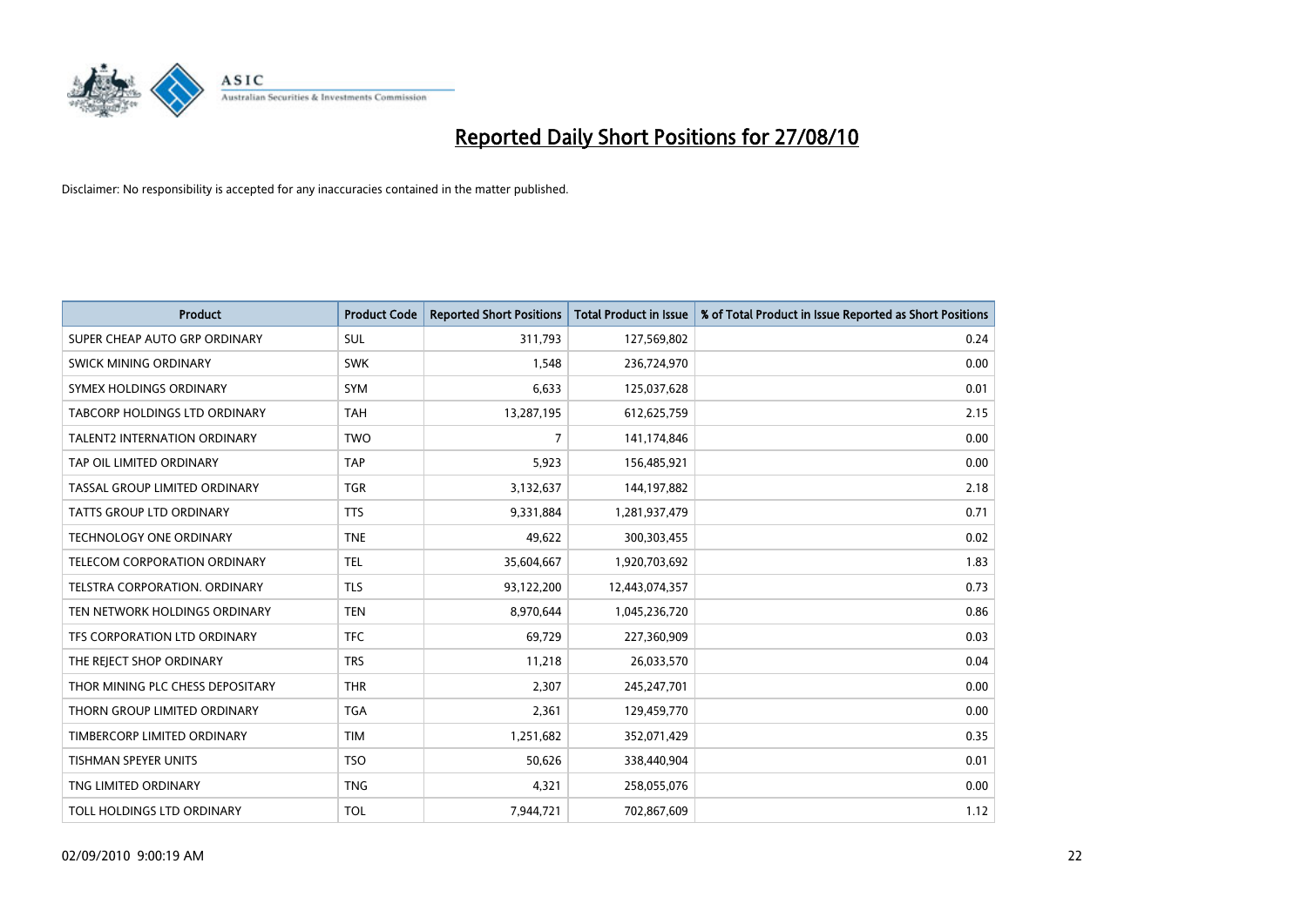# Reported Daily Short Positions for 27/08/10

Disclaimer: No responsibility is accepted for any inaccuracies contained in the matter published.

| Product | Product Code | Reported Short Positions | Total Product in Issue | % of Total Product in Issue Reported as Short Positions |
|---|---|---|---|---|
| SUPER CHEAP AUTO GRP ORDINARY | SUL | 311,793 | 127,569,802 | 0.24 |
| SWICK MINING ORDINARY | SWK | 1,548 | 236,724,970 | 0.00 |
| SYMEX HOLDINGS ORDINARY | SYM | 6,633 | 125,037,628 | 0.01 |
| TABCORP HOLDINGS LTD ORDINARY | TAH | 13,287,195 | 612,625,759 | 2.15 |
| TALENT2 INTERNATION ORDINARY | TWO | 7 | 141,174,846 | 0.00 |
| TAP OIL LIMITED ORDINARY | TAP | 5,923 | 156,485,921 | 0.00 |
| TASSAL GROUP LIMITED ORDINARY | TGR | 3,132,637 | 144,197,882 | 2.18 |
| TATTS GROUP LTD ORDINARY | TTS | 9,331,884 | 1,281,937,479 | 0.71 |
| TECHNOLOGY ONE ORDINARY | TNE | 49,622 | 300,303,455 | 0.02 |
| TELECOM CORPORATION ORDINARY | TEL | 35,604,667 | 1,920,703,692 | 1.83 |
| TELSTRA CORPORATION. ORDINARY | TLS | 93,122,200 | 12,443,074,357 | 0.73 |
| TEN NETWORK HOLDINGS ORDINARY | TEN | 8,970,644 | 1,045,236,720 | 0.86 |
| TFS CORPORATION LTD ORDINARY | TFC | 69,729 | 227,360,909 | 0.03 |
| THE REJECT SHOP ORDINARY | TRS | 11,218 | 26,033,570 | 0.04 |
| THOR MINING PLC CHESS DEPOSITARY | THR | 2,307 | 245,247,701 | 0.00 |
| THORN GROUP LIMITED ORDINARY | TGA | 2,361 | 129,459,770 | 0.00 |
| TIMBERCORP LIMITED ORDINARY | TIM | 1,251,682 | 352,071,429 | 0.35 |
| TISHMAN SPEYER UNITS | TSO | 50,626 | 338,440,904 | 0.01 |
| TNG LIMITED ORDINARY | TNG | 4,321 | 258,055,076 | 0.00 |
| TOLL HOLDINGS LTD ORDINARY | TOL | 7,944,721 | 702,867,609 | 1.12 |

02/09/2010 9:00:19 AM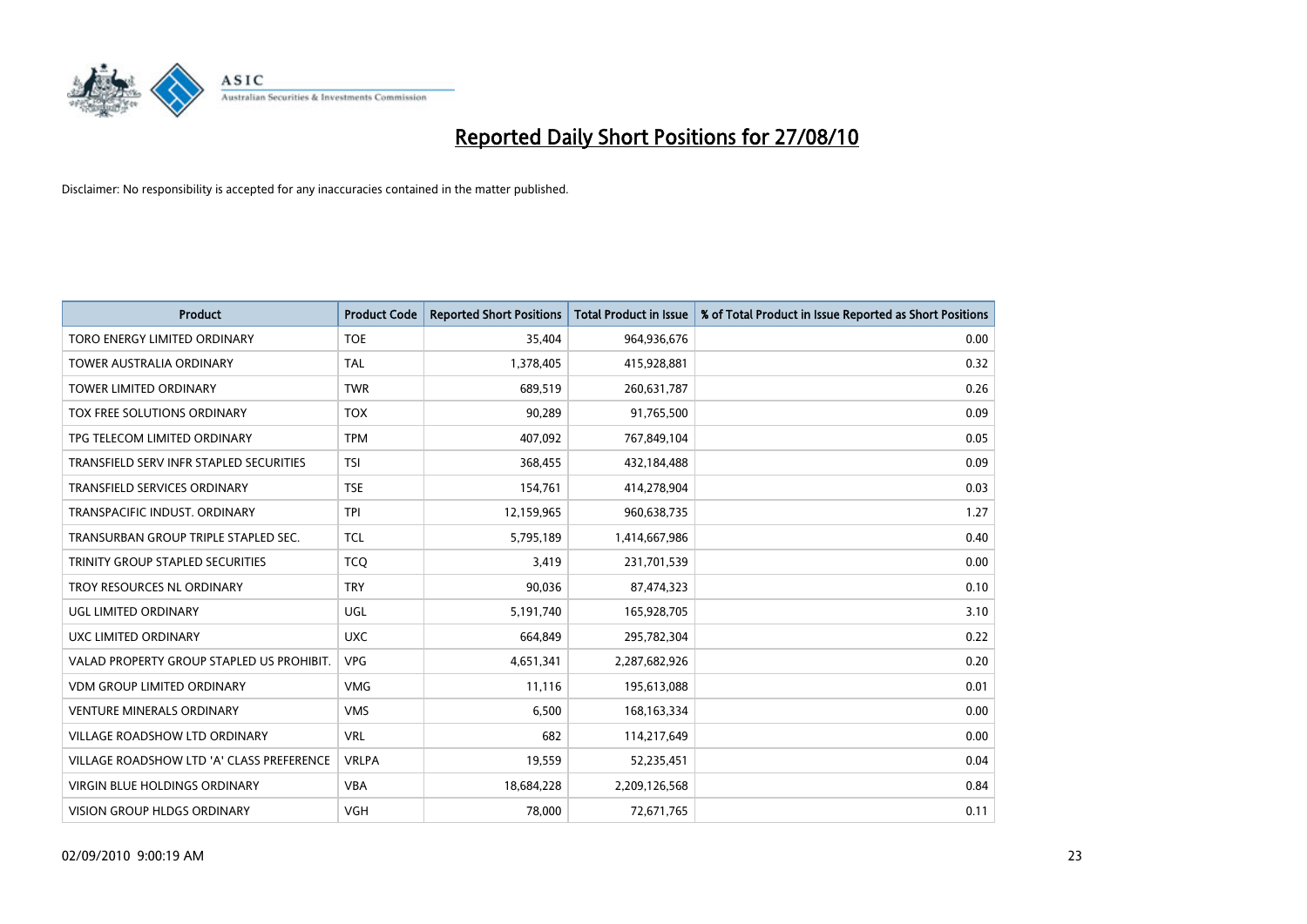# Reported Daily Short Positions for 27/08/10

Disclaimer: No responsibility is accepted for any inaccuracies contained in the matter published.

| Product | Product Code | Reported Short Positions | Total Product in Issue | % of Total Product in Issue Reported as Short Positions |
|---|---|---|---|---|
| TORO ENERGY LIMITED ORDINARY | TOE | 35,404 | 964,936,676 | 0.00 |
| TOWER AUSTRALIA ORDINARY | TAL | 1,378,405 | 415,928,881 | 0.32 |
| TOWER LIMITED ORDINARY | TWR | 689,519 | 260,631,787 | 0.26 |
| TOX FREE SOLUTIONS ORDINARY | TOX | 90,289 | 91,765,500 | 0.09 |
| TPG TELECOM LIMITED ORDINARY | TPM | 407,092 | 767,849,104 | 0.05 |
| TRANSFIELD SERV INFR STAPLED SECURITIES | TSI | 368,455 | 432,184,488 | 0.09 |
| TRANSFIELD SERVICES ORDINARY | TSE | 154,761 | 414,278,904 | 0.03 |
| TRANSPACIFIC INDUST. ORDINARY | TPI | 12,159,965 | 960,638,735 | 1.27 |
| TRANSURBAN GROUP TRIPLE STAPLED SEC. | TCL | 5,795,189 | 1,414,667,986 | 0.40 |
| TRINITY GROUP STAPLED SECURITIES | TCQ | 3,419 | 231,701,539 | 0.00 |
| TROY RESOURCES NL ORDINARY | TRY | 90,036 | 87,474,323 | 0.10 |
| UGL LIMITED ORDINARY | UGL | 5,191,740 | 165,928,705 | 3.10 |
| UXC LIMITED ORDINARY | UXC | 664,849 | 295,782,304 | 0.22 |
| VALAD PROPERTY GROUP STAPLED US PROHIBIT. | VPG | 4,651,341 | 2,287,682,926 | 0.20 |
| VDM GROUP LIMITED ORDINARY | VMG | 11,116 | 195,613,088 | 0.01 |
| VENTURE MINERALS ORDINARY | VMS | 6,500 | 168,163,334 | 0.00 |
| VILLAGE ROADSHOW LTD ORDINARY | VRL | 682 | 114,217,649 | 0.00 |
| VILLAGE ROADSHOW LTD 'A' CLASS PREFERENCE | VRLPA | 19,559 | 52,235,451 | 0.04 |
| VIRGIN BLUE HOLDINGS ORDINARY | VBA | 18,684,228 | 2,209,126,568 | 0.84 |
| VISION GROUP HLDGS ORDINARY | VGH | 78,000 | 72,671,765 | 0.11 |

02/09/2010 9:00:19 AM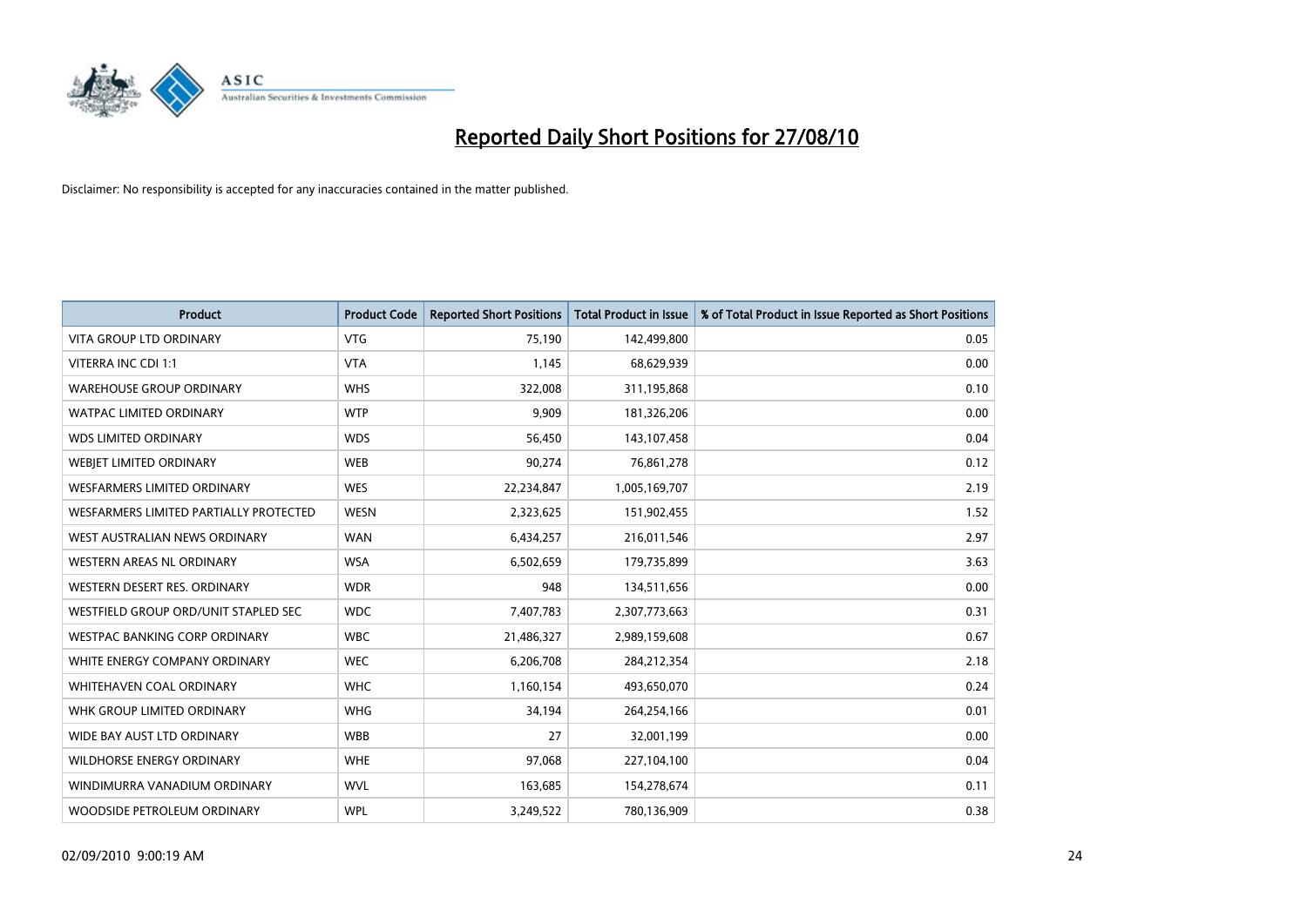# Reported Daily Short Positions for 27/08/10

Disclaimer: No responsibility is accepted for any inaccuracies contained in the matter published.

| Product | Product Code | Reported Short Positions | Total Product in Issue | % of Total Product in Issue Reported as Short Positions |
|---|---|---|---|---|
| VITA GROUP LTD ORDINARY | VTG | 75,190 | 142,499,800 | 0.05 |
| VITERRA INC CDI 1:1 | VTA | 1,145 | 68,629,939 | 0.00 |
| WAREHOUSE GROUP ORDINARY | WHS | 322,008 | 311,195,868 | 0.10 |
| WATPAC LIMITED ORDINARY | WTP | 9,909 | 181,326,206 | 0.00 |
| WDS LIMITED ORDINARY | WDS | 56,450 | 143,107,458 | 0.04 |
| WEBJET LIMITED ORDINARY | WEB | 90,274 | 76,861,278 | 0.12 |
| WESFARMERS LIMITED ORDINARY | WES | 22,234,847 | 1,005,169,707 | 2.19 |
| WESFARMERS LIMITED PARTIALLY PROTECTED | WESN | 2,323,625 | 151,902,455 | 1.52 |
| WEST AUSTRALIAN NEWS ORDINARY | WAN | 6,434,257 | 216,011,546 | 2.97 |
| WESTERN AREAS NL ORDINARY | WSA | 6,502,659 | 179,735,899 | 3.63 |
| WESTERN DESERT RES. ORDINARY | WDR | 948 | 134,511,656 | 0.00 |
| WESTFIELD GROUP ORD/UNIT STAPLED SEC | WDC | 7,407,783 | 2,307,773,663 | 0.31 |
| WESTPAC BANKING CORP ORDINARY | WBC | 21,486,327 | 2,989,159,608 | 0.67 |
| WHITE ENERGY COMPANY ORDINARY | WEC | 6,206,708 | 284,212,354 | 2.18 |
| WHITEHAVEN COAL ORDINARY | WHC | 1,160,154 | 493,650,070 | 0.24 |
| WHK GROUP LIMITED ORDINARY | WHG | 34,194 | 264,254,166 | 0.01 |
| WIDE BAY AUST LTD ORDINARY | WBB | 27 | 32,001,199 | 0.00 |
| WILDHORSE ENERGY ORDINARY | WHE | 97,068 | 227,104,100 | 0.04 |
| WINDIMURRA VANADIUM ORDINARY | WVL | 163,685 | 154,278,674 | 0.11 |
| WOODSIDE PETROLEUM ORDINARY | WPL | 3,249,522 | 780,136,909 | 0.38 |

02/09/2010 9:00:19 AM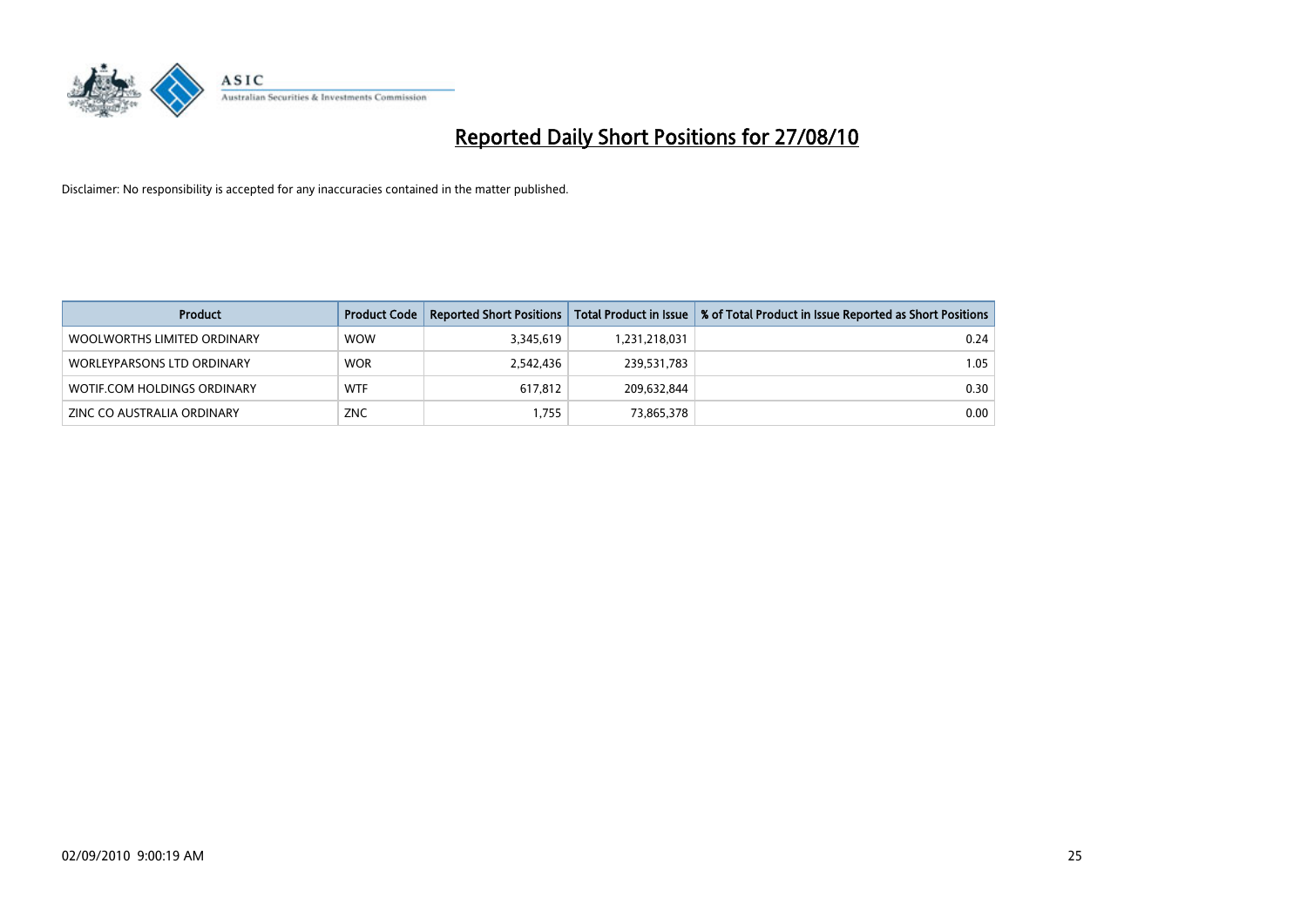# Reported Daily Short Positions for 27/08/10

Disclaimer: No responsibility is accepted for any inaccuracies contained in the matter published.

| Product | Product Code | Reported Short Positions | Total Product in Issue | % of Total Product in Issue Reported as Short Positions |
|---|---|---|---|---|
| WOOLWORTHS LIMITED ORDINARY | WOW | 3,345,619 | 1,231,218,031 | 0.24 |
| WORLEYPARSONS LTD ORDINARY | WOR | 2,542,436 | 239,531,783 | 1.05 |
| WOTIF.COM HOLDINGS ORDINARY | WTF | 617,812 | 209,632,844 | 0.30 |
| ZINC CO AUSTRALIA ORDINARY | ZNC | 1,755 | 73,865,378 | 0.00 |

02/09/2010 9:00:19 AM